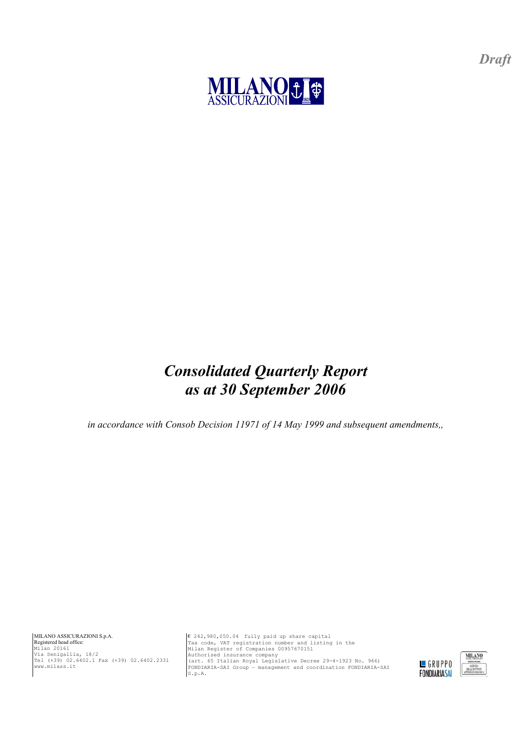*Draft*

MILANO ASSICURAZIONI

# *Consolidated Quarterly Report as at 30 September 2006*

*in accordance with Consob Decision 11971 of 14 May 1999 and subsequent amendments,,*

MILANO ASSICURAZIONI S.p.A.
Registered head office:
Milan 20161
Via Senigallia, 18/2
Tel (+39) 02.6402.1 Fax (+39) 02.6402.2331
www.milass.it

€ 242,980,050.04 fully paid up share capital
Tax code, VAT registration number and listing in the Milan Register of Companies 00957670151
Authorised insurance company
(art. 65 Italian Royal Legislative Decree 29-4-1923 No. 966)
FONDIARIA-SAI Group – management and coordination FONDIARIA-SAI S.p.A.

GRUPPO FONDIARIASAI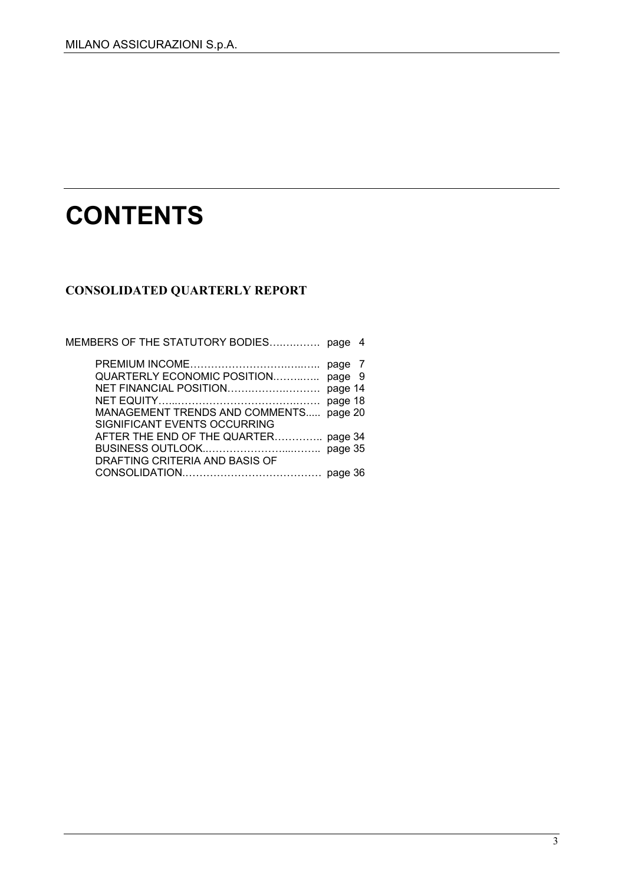# CONTENTS

## CONSOLIDATED QUARTERLY REPORT

MEMBERS OF THE STATUTORY BODIES…..………. page 4

- PREMIUM INCOME……………………….…..….. page 7
- QUARTERLY ECONOMIC POSITION.……..….. page 9
- NET FINANCIAL POSITION……….……….……. page 14
- NET EQUITY…...……………………………….……. page 18
- MANAGEMENT TRENDS AND COMMENTS..... page 20
- SIGNIFICANT EVENTS OCCURRING AFTER THE END OF THE QUARTER………….. page 34
- BUSINESS OUTLOOK..…………………....…….. page 35
- DRAFTING CRITERIA AND BASIS OF CONSOLIDATION………………………………… page 36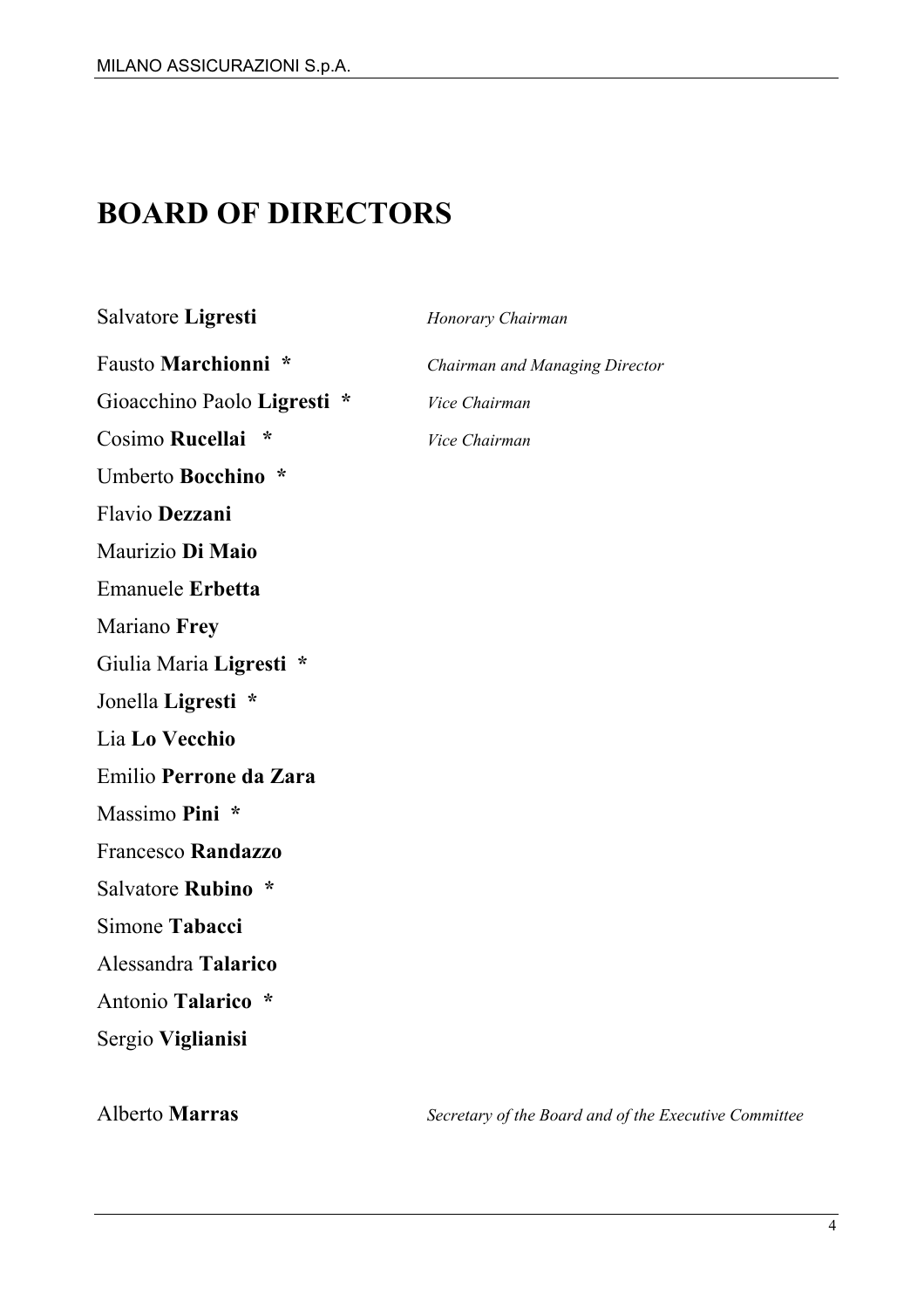# BOARD OF DIRECTORS

| | |
|---|---|
| Salvatore **Ligresti** | *Honorary Chairman* |
| Fausto **Marchionni** * | *Chairman and Managing Director* |
| Gioacchino Paolo **Ligresti** * | *Vice Chairman* |
| Cosimo **Rucellai** * | *Vice Chairman* |
| Umberto **Bocchino** * | |
| Flavio **Dezzani** | |
| Maurizio **Di Maio** | |
| Emanuele **Erbetta** | |
| Mariano **Frey** | |
| Giulia Maria **Ligresti** * | |
| Jonella **Ligresti** * | |
| Lia **Lo Vecchio** | |
| Emilio **Perrone da Zara** | |
| Massimo **Pini** * | |
| Francesco **Randazzo** | |
| Salvatore **Rubino** * | |
| Simone **Tabacci** | |
| Alessandra **Talarico** | |
| Antonio **Talarico** * | |
| Sergio **Viglianisi** | |
| | |
| Alberto **Marras** | *Secretary of the Board and of the Executive Committee* |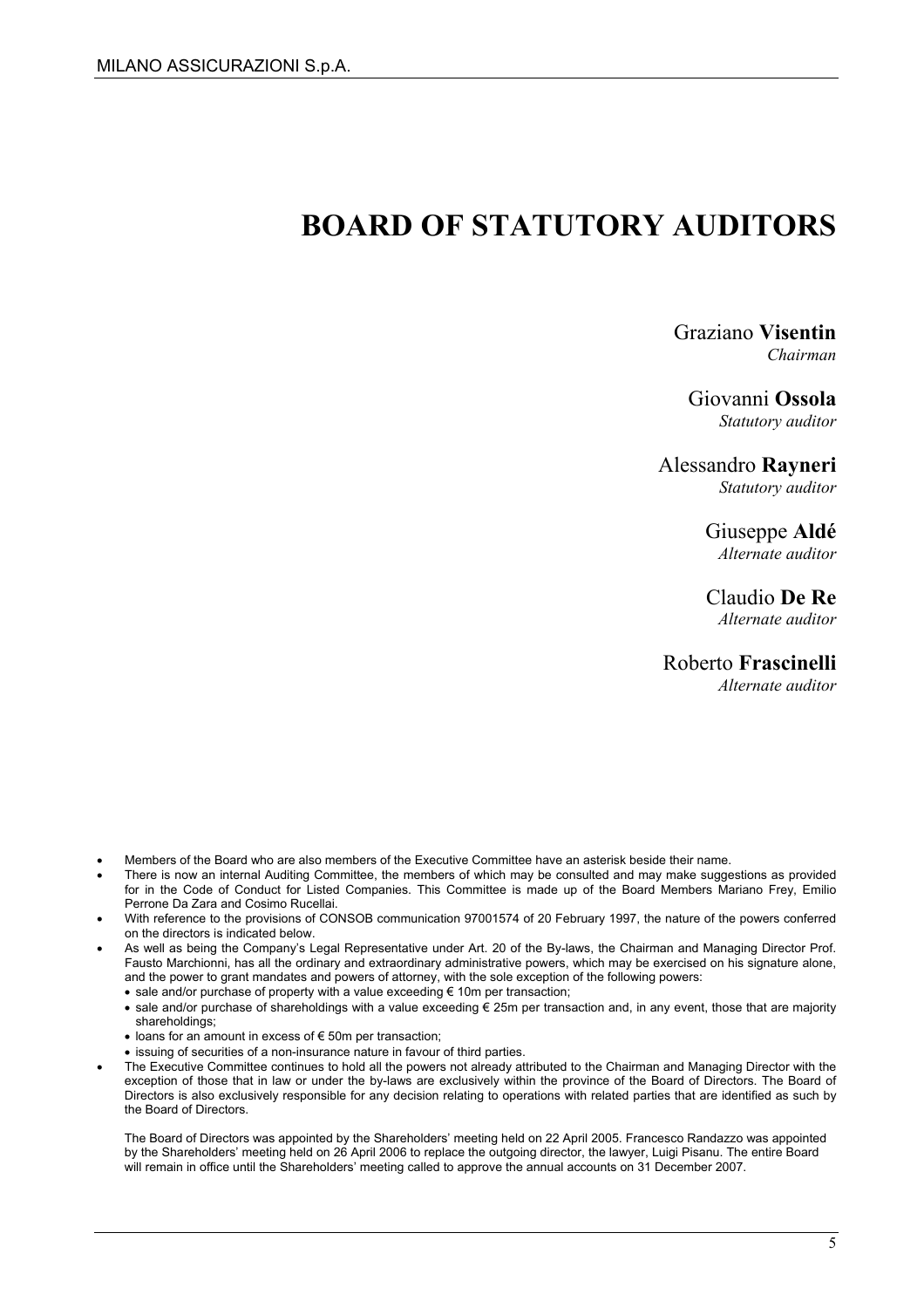# BOARD OF STATUTORY AUDITORS

Graziano **Visentin**
*Chairman*

Giovanni **Ossola**
*Statutory auditor*

Alessandro **Rayneri**
*Statutory auditor*

Giuseppe **Aldé**
*Alternate auditor*

Claudio **De Re**
*Alternate auditor*

Roberto **Frascinelli**
*Alternate auditor*

- Members of the Board who are also members of the Executive Committee have an asterisk beside their name.
- There is now an internal Auditing Committee, the members of which may be consulted and may make suggestions as provided for in the Code of Conduct for Listed Companies. This Committee is made up of the Board Members Mariano Frey, Emilio Perrone Da Zara and Cosimo Rucellai.
- With reference to the provisions of CONSOB communication 97001574 of 20 February 1997, the nature of the powers conferred on the directors is indicated below.
- As well as being the Company's Legal Representative under Art. 20 of the By-laws, the Chairman and Managing Director Prof. Fausto Marchionni, has all the ordinary and extraordinary administrative powers, which may be exercised on his signature alone, and the power to grant mandates and powers of attorney, with the sole exception of the following powers:
  - sale and/or purchase of property with a value exceeding € 10m per transaction;
  - sale and/or purchase of shareholdings with a value exceeding € 25m per transaction and, in any event, those that are majority shareholdings;
  - loans for an amount in excess of € 50m per transaction;
  - issuing of securities of a non-insurance nature in favour of third parties.
- The Executive Committee continues to hold all the powers not already attributed to the Chairman and Managing Director with the exception of those that in law or under the by-laws are exclusively within the province of the Board of Directors. The Board of Directors is also exclusively responsible for any decision relating to operations with related parties that are identified as such by the Board of Directors.

  The Board of Directors was appointed by the Shareholders' meeting held on 22 April 2005. Francesco Randazzo was appointed by the Shareholders' meeting held on 26 April 2006 to replace the outgoing director, the lawyer, Luigi Pisanu. The entire Board will remain in office until the Shareholders' meeting called to approve the annual accounts on 31 December 2007.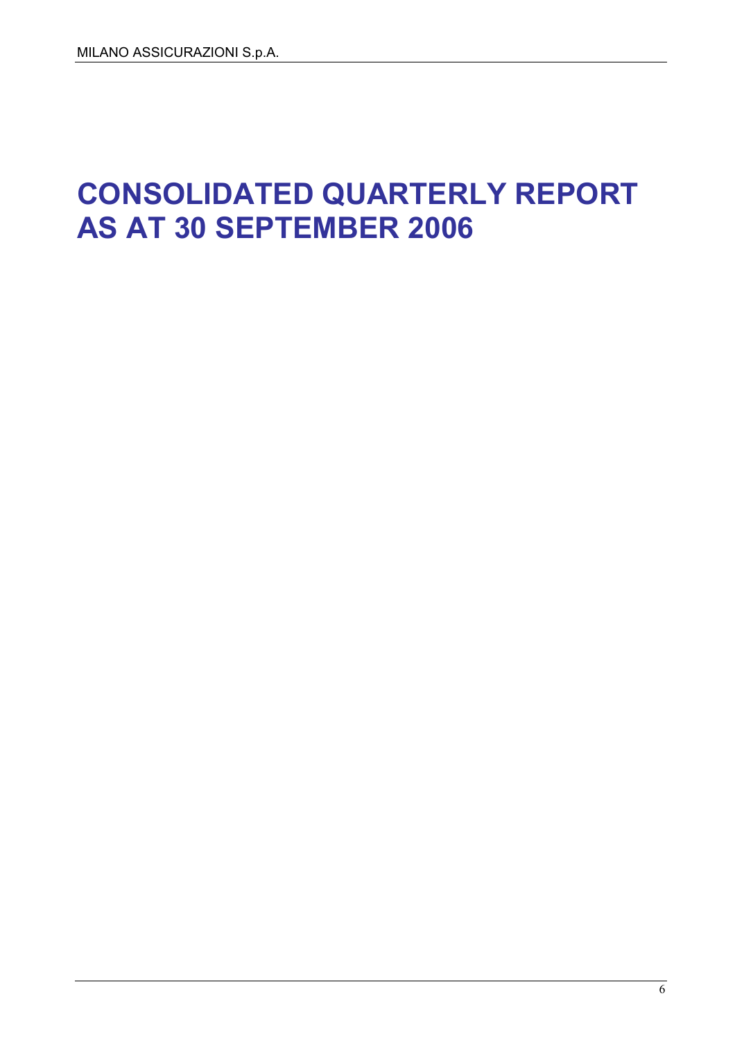# CONSOLIDATED QUARTERLY REPORT AS AT 30 SEPTEMBER 2006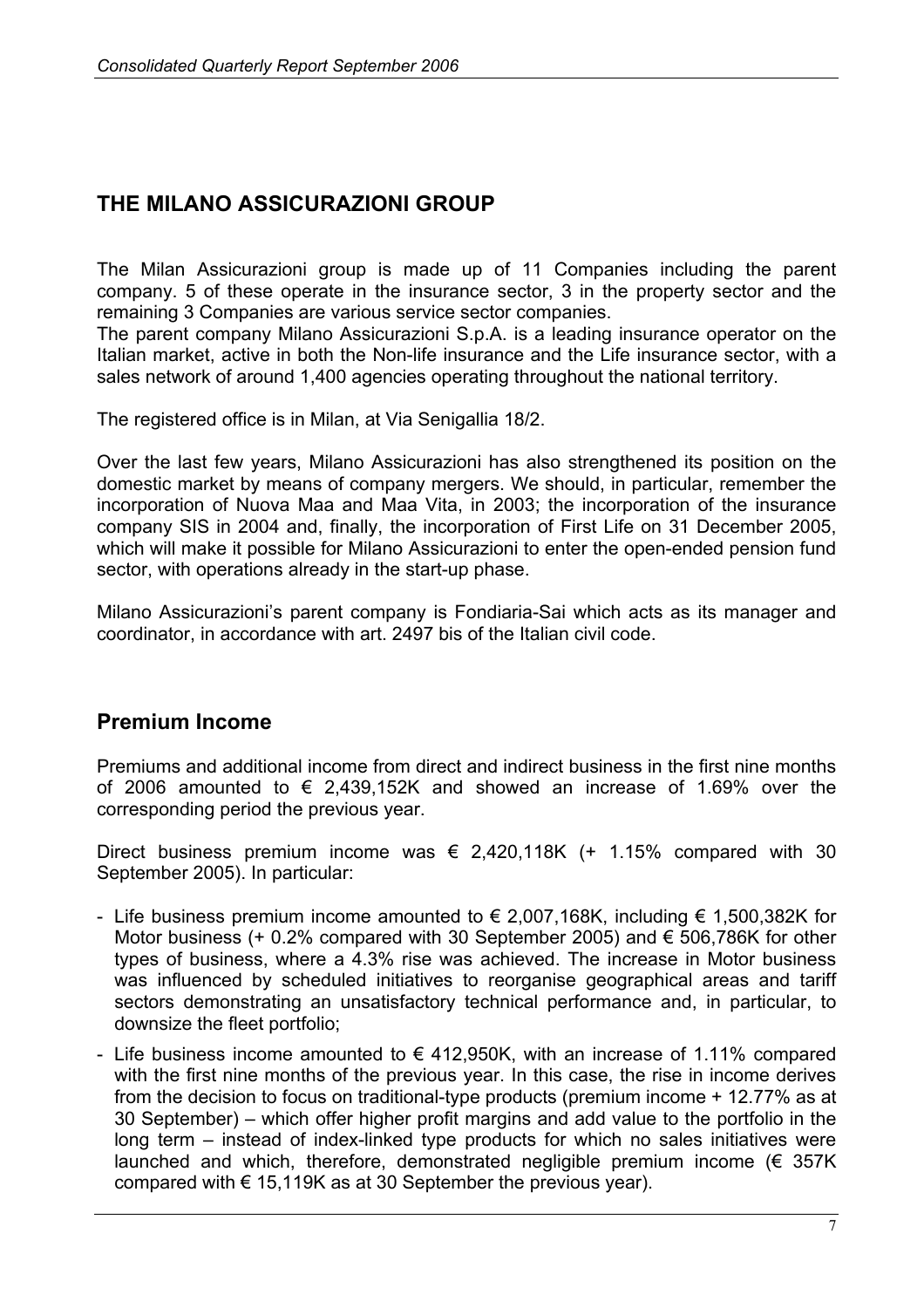## THE MILANO ASSICURAZIONI GROUP

The Milan Assicurazioni group is made up of 11 Companies including the parent company. 5 of these operate in the insurance sector, 3 in the property sector and the remaining 3 Companies are various service sector companies.

The parent company Milano Assicurazioni S.p.A. is a leading insurance operator on the Italian market, active in both the Non-life insurance and the Life insurance sector, with a sales network of around 1,400 agencies operating throughout the national territory.

The registered office is in Milan, at Via Senigallia 18/2.

Over the last few years, Milano Assicurazioni has also strengthened its position on the domestic market by means of company mergers. We should, in particular, remember the incorporation of Nuova Maa and Maa Vita, in 2003; the incorporation of the insurance company SIS in 2004 and, finally, the incorporation of First Life on 31 December 2005, which will make it possible for Milano Assicurazioni to enter the open-ended pension fund sector, with operations already in the start-up phase.

Milano Assicurazioni's parent company is Fondiaria-Sai which acts as its manager and coordinator, in accordance with art. 2497 bis of the Italian civil code.

## Premium Income

Premiums and additional income from direct and indirect business in the first nine months of 2006 amounted to € 2,439,152K and showed an increase of 1.69% over the corresponding period the previous year.

Direct business premium income was € 2,420,118K (+ 1.15% compared with 30 September 2005). In particular:

- Life business premium income amounted to € 2,007,168K, including € 1,500,382K for Motor business (+ 0.2% compared with 30 September 2005) and € 506,786K for other types of business, where a 4.3% rise was achieved. The increase in Motor business was influenced by scheduled initiatives to reorganise geographical areas and tariff sectors demonstrating an unsatisfactory technical performance and, in particular, to downsize the fleet portfolio;
- Life business income amounted to € 412,950K, with an increase of 1.11% compared with the first nine months of the previous year. In this case, the rise in income derives from the decision to focus on traditional-type products (premium income + 12.77% as at 30 September) – which offer higher profit margins and add value to the portfolio in the long term – instead of index-linked type products for which no sales initiatives were launched and which, therefore, demonstrated negligible premium income (€ 357K compared with € 15,119K as at 30 September the previous year).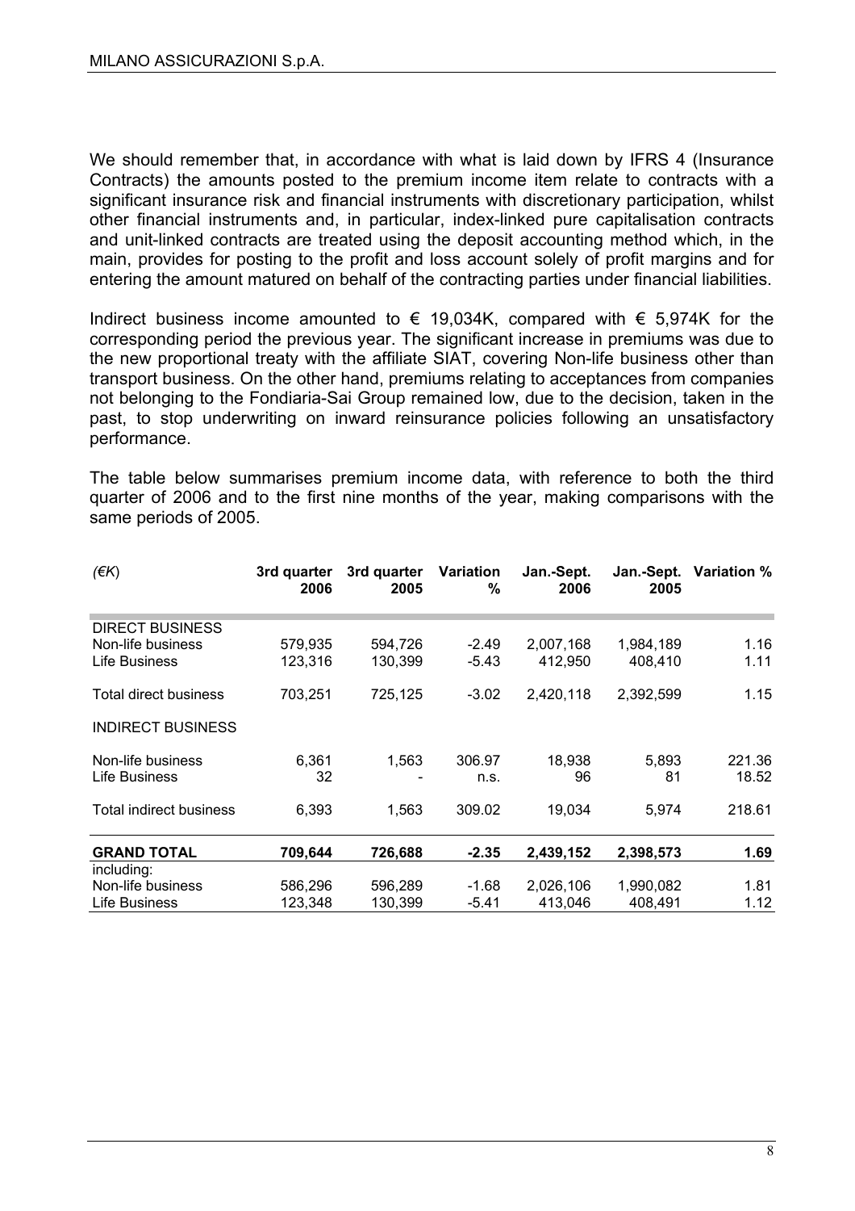We should remember that, in accordance with what is laid down by IFRS 4 (Insurance Contracts) the amounts posted to the premium income item relate to contracts with a significant insurance risk and financial instruments with discretionary participation, whilst other financial instruments and, in particular, index-linked pure capitalisation contracts and unit-linked contracts are treated using the deposit accounting method which, in the main, provides for posting to the profit and loss account solely of profit margins and for entering the amount matured on behalf of the contracting parties under financial liabilities.

Indirect business income amounted to € 19,034K, compared with € 5,974K for the corresponding period the previous year. The significant increase in premiums was due to the new proportional treaty with the affiliate SIAT, covering Non-life business other than transport business. On the other hand, premiums relating to acceptances from companies not belonging to the Fondiaria-Sai Group remained low, due to the decision, taken in the past, to stop underwriting on inward reinsurance policies following an unsatisfactory performance.

The table below summarises premium income data, with reference to both the third quarter of 2006 and to the first nine months of the year, making comparisons with the same periods of 2005.

| *(€K)* | **3rd quarter 2006** | **3rd quarter 2005** | **Variation %** | **Jan.-Sept. 2006** | **Jan.-Sept. 2005** | **Variation %** |
|---|---|---|---|---|---|---|
| DIRECT BUSINESS | | | | | | |
| Non-life business | 579,935 | 594,726 | -2.49 | 2,007,168 | 1,984,189 | 1.16 |
| Life Business | 123,316 | 130,399 | -5.43 | 412,950 | 408,410 | 1.11 |
| Total direct business | 703,251 | 725,125 | -3.02 | 2,420,118 | 2,392,599 | 1.15 |
| INDIRECT BUSINESS | | | | | | |
| Non-life business | 6,361 | 1,563 | 306.97 | 18,938 | 5,893 | 221.36 |
| Life Business | 32 | - | n.s. | 96 | 81 | 18.52 |
| Total indirect business | 6,393 | 1,563 | 309.02 | 19,034 | 5,974 | 218.61 |
| **GRAND TOTAL** | **709,644** | **726,688** | **-2.35** | **2,439,152** | **2,398,573** | **1.69** |
| including: | | | | | | |
| Non-life business | 586,296 | 596,289 | -1.68 | 2,026,106 | 1,990,082 | 1.81 |
| Life Business | 123,348 | 130,399 | -5.41 | 413,046 | 408,491 | 1.12 |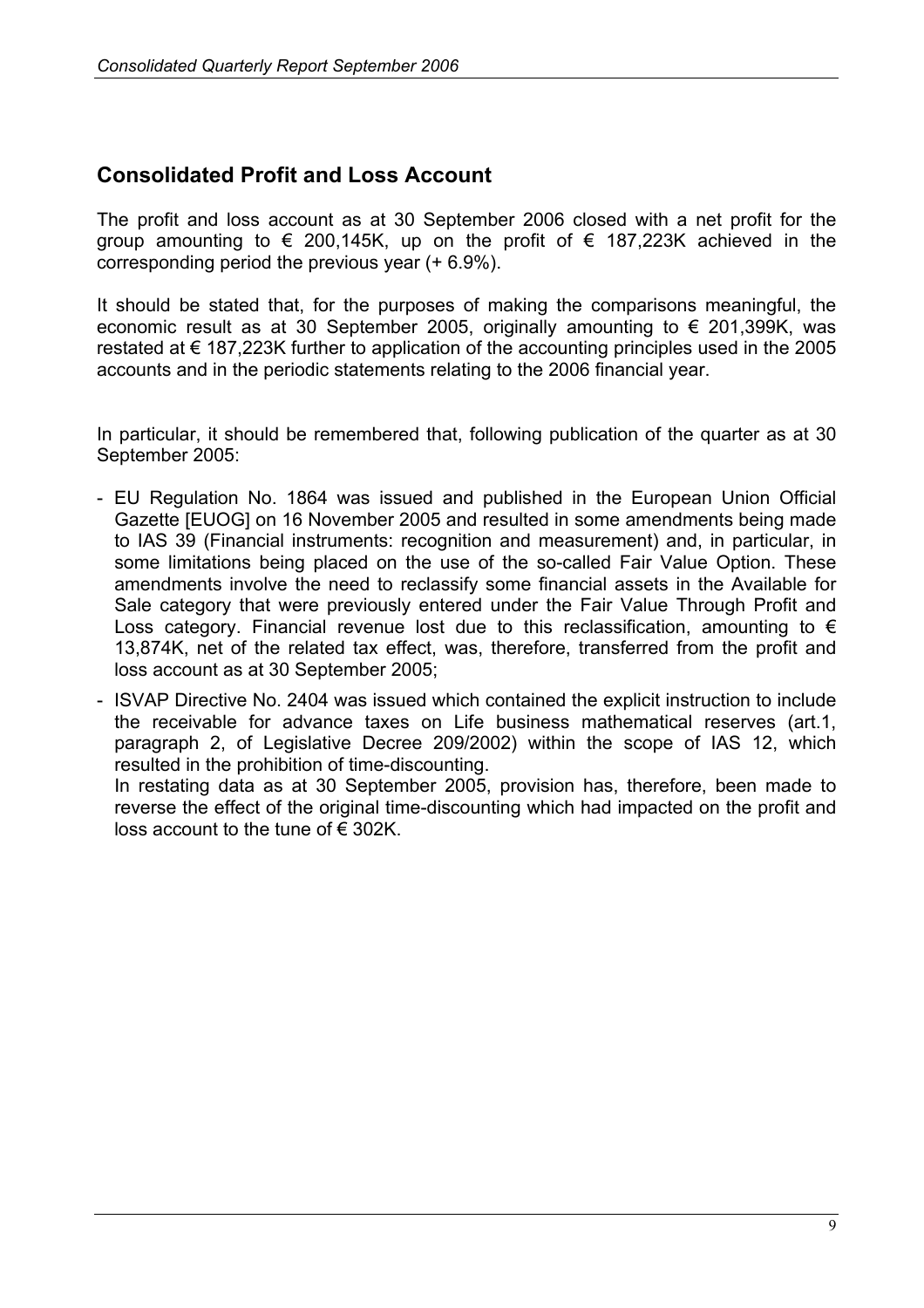## Consolidated Profit and Loss Account

The profit and loss account as at 30 September 2006 closed with a net profit for the group amounting to € 200,145K, up on the profit of € 187,223K achieved in the corresponding period the previous year (+ 6.9%).

It should be stated that, for the purposes of making the comparisons meaningful, the economic result as at 30 September 2005, originally amounting to € 201,399K, was restated at € 187,223K further to application of the accounting principles used in the 2005 accounts and in the periodic statements relating to the 2006 financial year.

In particular, it should be remembered that, following publication of the quarter as at 30 September 2005:

- EU Regulation No. 1864 was issued and published in the European Union Official Gazette [EUOG] on 16 November 2005 and resulted in some amendments being made to IAS 39 (Financial instruments: recognition and measurement) and, in particular, in some limitations being placed on the use of the so-called Fair Value Option. These amendments involve the need to reclassify some financial assets in the Available for Sale category that were previously entered under the Fair Value Through Profit and Loss category. Financial revenue lost due to this reclassification, amounting to € 13,874K, net of the related tax effect, was, therefore, transferred from the profit and loss account as at 30 September 2005;
- ISVAP Directive No. 2404 was issued which contained the explicit instruction to include the receivable for advance taxes on Life business mathematical reserves (art.1, paragraph 2, of Legislative Decree 209/2002) within the scope of IAS 12, which resulted in the prohibition of time-discounting.
  In restating data as at 30 September 2005, provision has, therefore, been made to reverse the effect of the original time-discounting which had impacted on the profit and loss account to the tune of € 302K.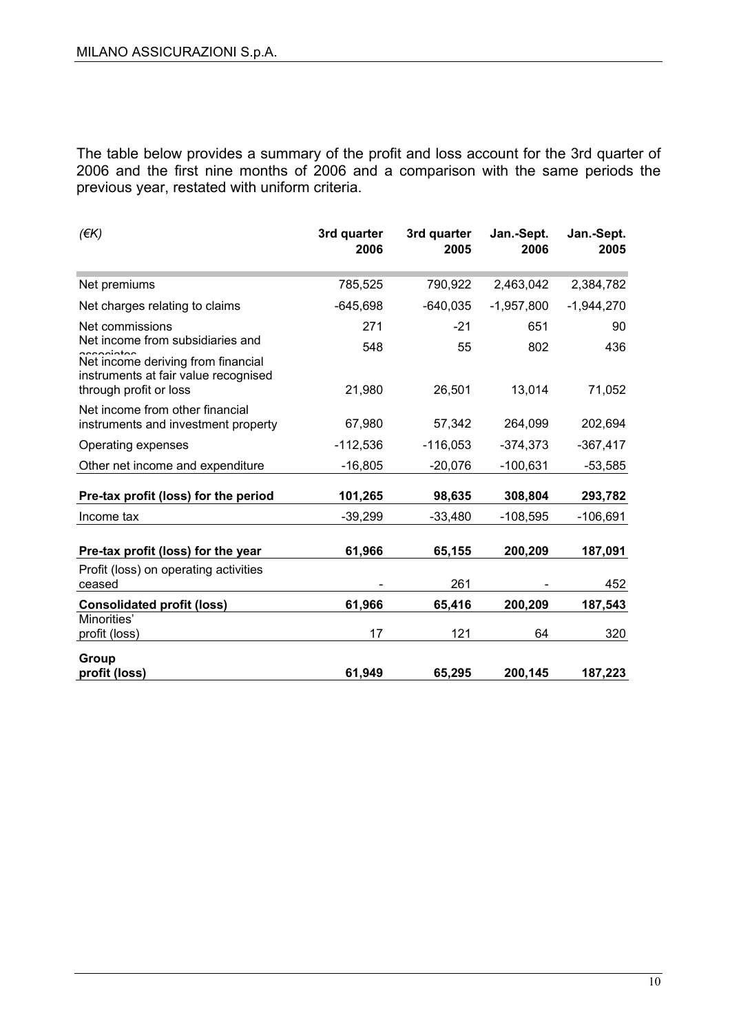The table below provides a summary of the profit and loss account for the 3rd quarter of 2006 and the first nine months of 2006 and a comparison with the same periods the previous year, restated with uniform criteria.

| *(€K)* | 3rd quarter 2006 | 3rd quarter 2005 | Jan.-Sept. 2006 | Jan.-Sept. 2005 |
|---|---|---|---|---|
| Net premiums | 785,525 | 790,922 | 2,463,042 | 2,384,782 |
| Net charges relating to claims | -645,698 | -640,035 | -1,957,800 | -1,944,270 |
| Net commissions | 271 | -21 | 651 | 90 |
| Net income from subsidiaries and associates | 548 | 55 | 802 | 436 |
| Net income deriving from financial instruments at fair value recognised through profit or loss | 21,980 | 26,501 | 13,014 | 71,052 |
| Net income from other financial instruments and investment property | 67,980 | 57,342 | 264,099 | 202,694 |
| Operating expenses | -112,536 | -116,053 | -374,373 | -367,417 |
| Other net income and expenditure | -16,805 | -20,076 | -100,631 | -53,585 |
| **Pre-tax profit (loss) for the period** | **101,265** | **98,635** | **308,804** | **293,782** |
| Income tax | -39,299 | -33,480 | -108,595 | -106,691 |
| **Pre-tax profit (loss) for the year** | **61,966** | **65,155** | **200,209** | **187,091** |
| Profit (loss) on operating activities ceased | - | 261 | - | 452 |
| **Consolidated profit (loss)** | **61,966** | **65,416** | **200,209** | **187,543** |
| Minorities' profit (loss) | 17 | 121 | 64 | 320 |
| **Group profit (loss)** | **61,949** | **65,295** | **200,145** | **187,223** |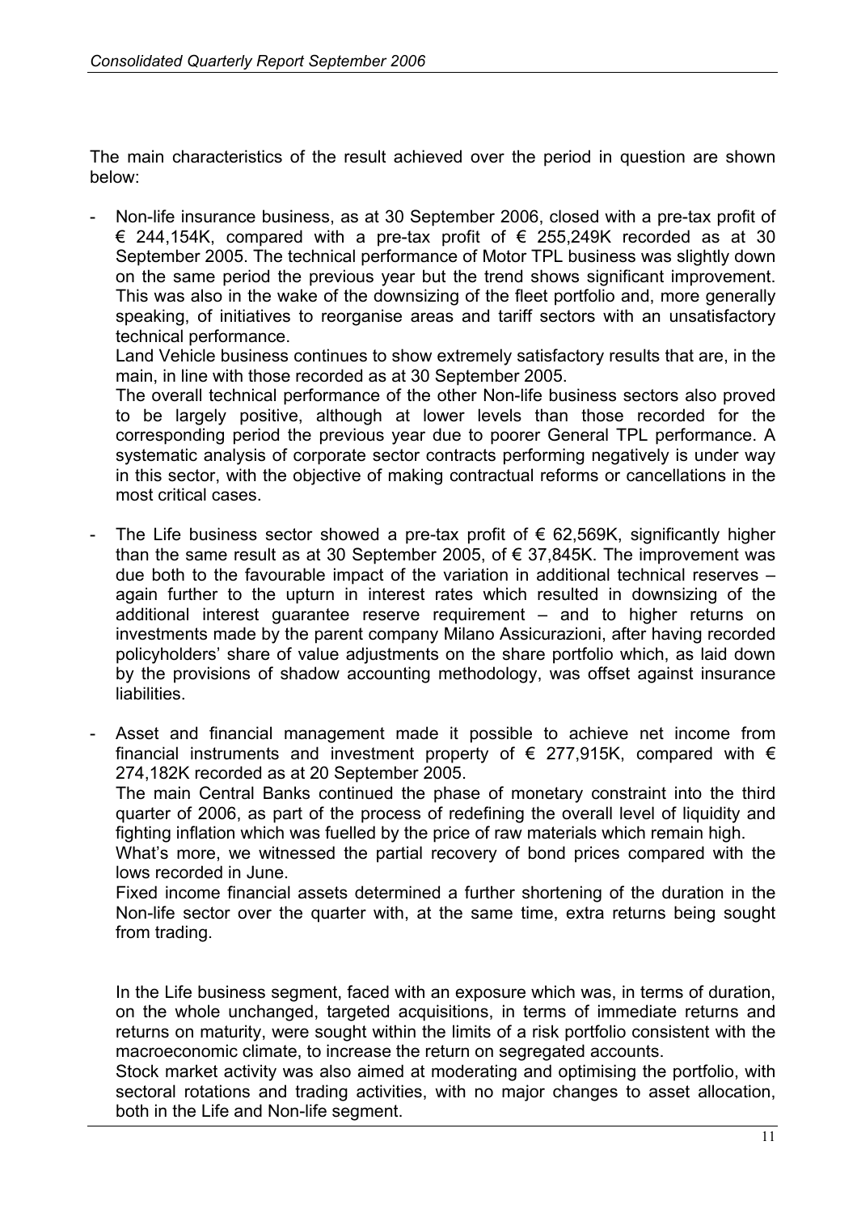The main characteristics of the result achieved over the period in question are shown below:

- Non-life insurance business, as at 30 September 2006, closed with a pre-tax profit of € 244,154K, compared with a pre-tax profit of € 255,249K recorded as at 30 September 2005. The technical performance of Motor TPL business was slightly down on the same period the previous year but the trend shows significant improvement. This was also in the wake of the downsizing of the fleet portfolio and, more generally speaking, of initiatives to reorganise areas and tariff sectors with an unsatisfactory technical performance.

  Land Vehicle business continues to show extremely satisfactory results that are, in the main, in line with those recorded as at 30 September 2005.

  The overall technical performance of the other Non-life business sectors also proved to be largely positive, although at lower levels than those recorded for the corresponding period the previous year due to poorer General TPL performance. A systematic analysis of corporate sector contracts performing negatively is under way in this sector, with the objective of making contractual reforms or cancellations in the most critical cases.

- The Life business sector showed a pre-tax profit of € 62,569K, significantly higher than the same result as at 30 September 2005, of € 37,845K. The improvement was due both to the favourable impact of the variation in additional technical reserves – again further to the upturn in interest rates which resulted in downsizing of the additional interest guarantee reserve requirement – and to higher returns on investments made by the parent company Milano Assicurazioni, after having recorded policyholders' share of value adjustments on the share portfolio which, as laid down by the provisions of shadow accounting methodology, was offset against insurance liabilities.

- Asset and financial management made it possible to achieve net income from financial instruments and investment property of € 277,915K, compared with € 274,182K recorded as at 20 September 2005.

  The main Central Banks continued the phase of monetary constraint into the third quarter of 2006, as part of the process of redefining the overall level of liquidity and fighting inflation which was fuelled by the price of raw materials which remain high.

  What's more, we witnessed the partial recovery of bond prices compared with the lows recorded in June.

  Fixed income financial assets determined a further shortening of the duration in the Non-life sector over the quarter with, at the same time, extra returns being sought from trading.

  In the Life business segment, faced with an exposure which was, in terms of duration, on the whole unchanged, targeted acquisitions, in terms of immediate returns and returns on maturity, were sought within the limits of a risk portfolio consistent with the macroeconomic climate, to increase the return on segregated accounts.

  Stock market activity was also aimed at moderating and optimising the portfolio, with sectoral rotations and trading activities, with no major changes to asset allocation, both in the Life and Non-life segment.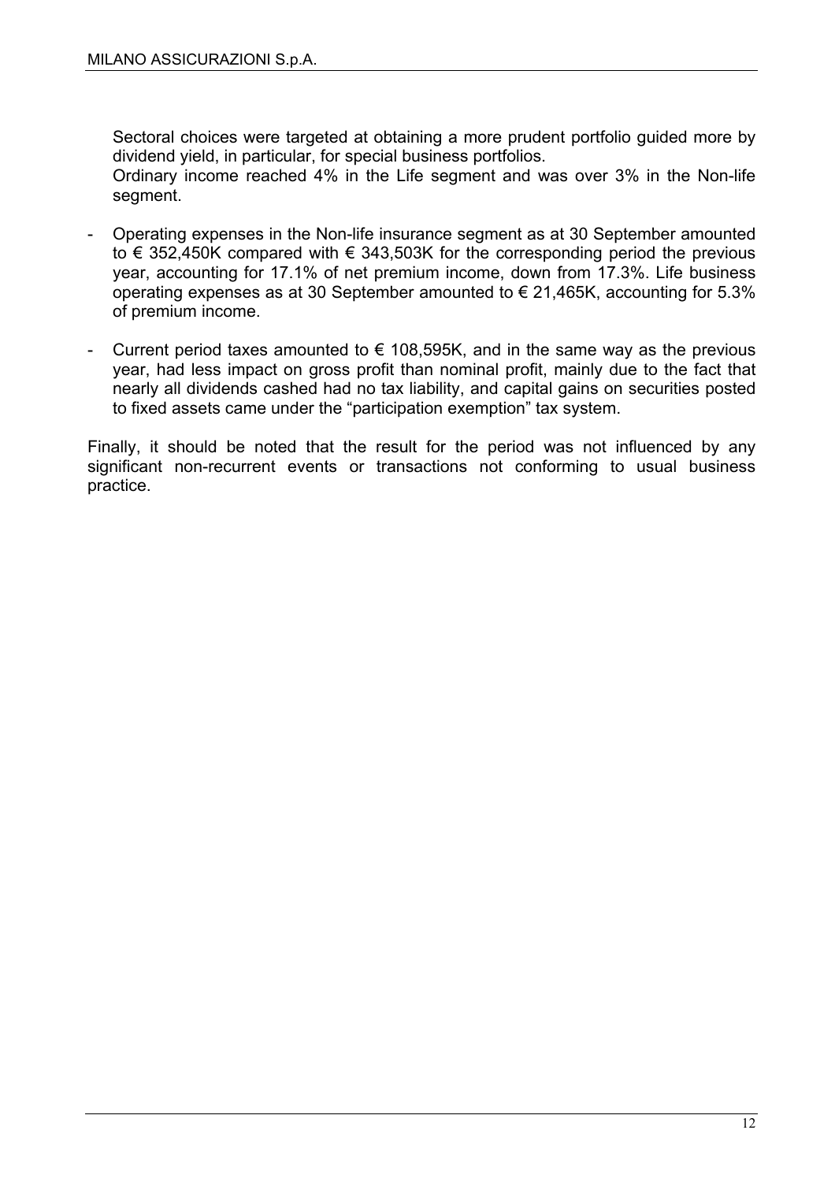Sectoral choices were targeted at obtaining a more prudent portfolio guided more by dividend yield, in particular, for special business portfolios.
Ordinary income reached 4% in the Life segment and was over 3% in the Non-life segment.

- Operating expenses in the Non-life insurance segment as at 30 September amounted to € 352,450K compared with € 343,503K for the corresponding period the previous year, accounting for 17.1% of net premium income, down from 17.3%. Life business operating expenses as at 30 September amounted to € 21,465K, accounting for 5.3% of premium income.

- Current period taxes amounted to € 108,595K, and in the same way as the previous year, had less impact on gross profit than nominal profit, mainly due to the fact that nearly all dividends cashed had no tax liability, and capital gains on securities posted to fixed assets came under the "participation exemption" tax system.

Finally, it should be noted that the result for the period was not influenced by any significant non-recurrent events or transactions not conforming to usual business practice.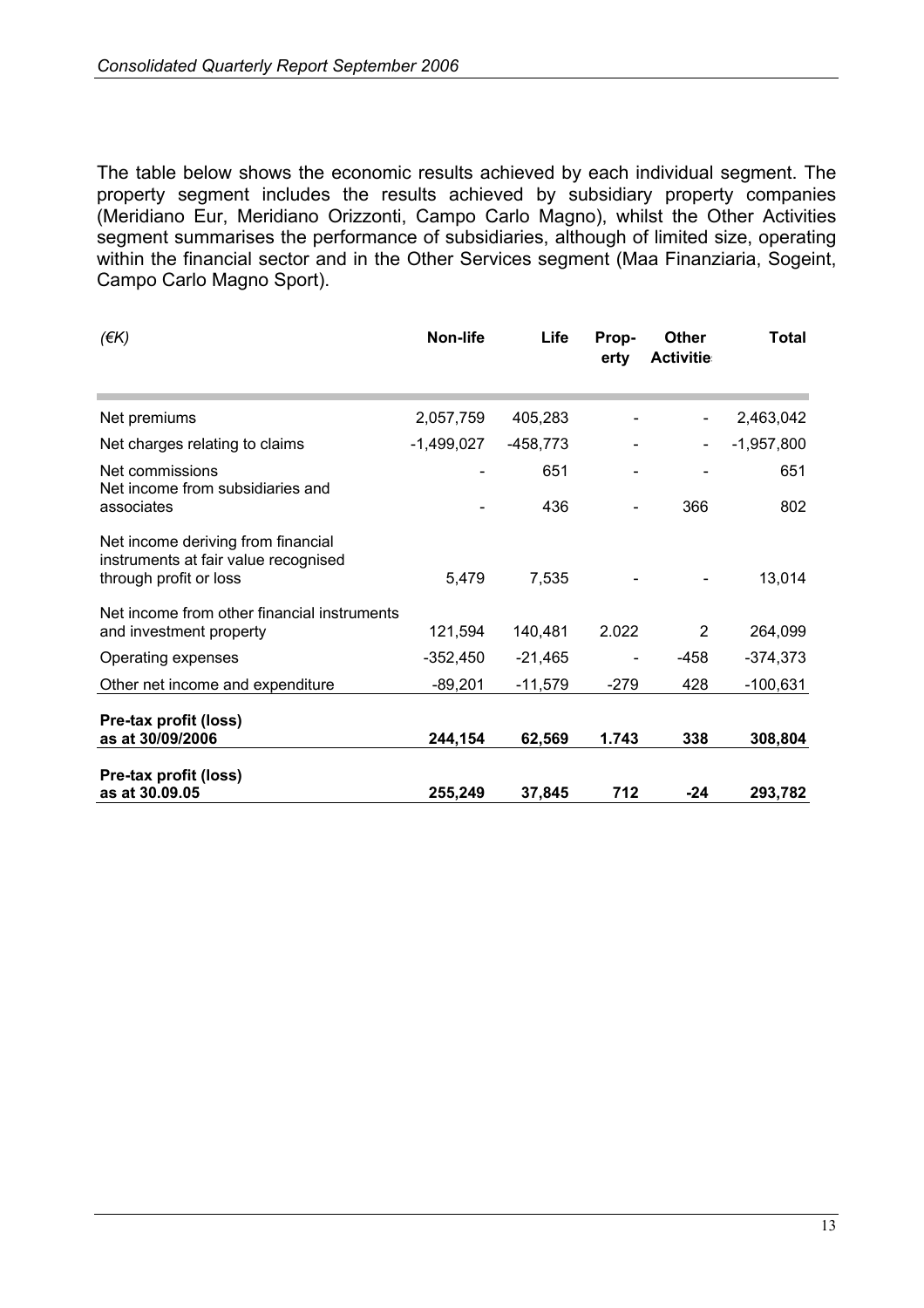The table below shows the economic results achieved by each individual segment. The property segment includes the results achieved by subsidiary property companies (Meridiano Eur, Meridiano Orizzonti, Campo Carlo Magno), whilst the Other Activities segment summarises the performance of subsidiaries, although of limited size, operating within the financial sector and in the Other Services segment (Maa Finanziaria, Sogeint, Campo Carlo Magno Sport).

| *(€K)* | **Non-life** | **Life** | **Prop-erty** | **Other Activities** | **Total** |
|---|---|---|---|---|---|
| Net premiums | 2,057,759 | 405,283 | - | - | 2,463,042 |
| Net charges relating to claims | -1,499,027 | -458,773 | - | - | -1,957,800 |
| Net commissions | - | 651 | - | - | 651 |
| Net income from subsidiaries and associates | - | 436 | - | 366 | 802 |
| Net income deriving from financial instruments at fair value recognised through profit or loss | 5,479 | 7,535 | - | - | 13,014 |
| Net income from other financial instruments and investment property | 121,594 | 140,481 | 2.022 | 2 | 264,099 |
| Operating expenses | -352,450 | -21,465 | - | -458 | -374,373 |
| Other net income and expenditure | -89,201 | -11,579 | -279 | 428 | -100,631 |
| **Pre-tax profit (loss) as at 30/09/2006** | **244,154** | **62,569** | **1.743** | **338** | **308,804** |
| **Pre-tax profit (loss) as at 30.09.05** | **255,249** | **37,845** | **712** | **-24** | **293,782** |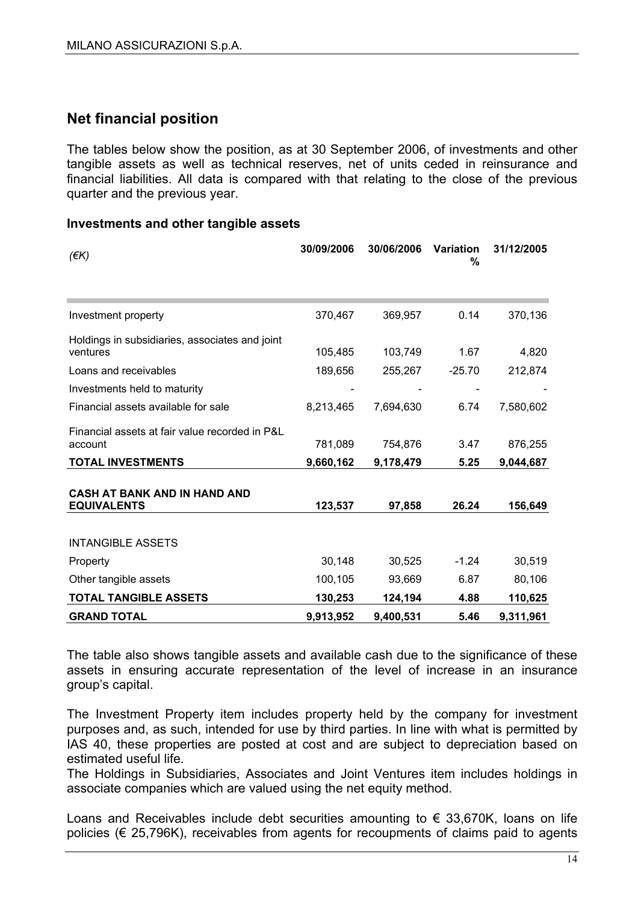## Net financial position

The tables below show the position, as at 30 September 2006, of investments and other tangible assets as well as technical reserves, net of units ceded in reinsurance and financial liabilities. All data is compared with that relating to the close of the previous quarter and the previous year.

### Investments and other tangible assets

| *(€K)* | 30/09/2006 | 30/06/2006 | Variation % | 31/12/2005 |
|---|---|---|---|---|
| Investment property | 370,467 | 369,957 | 0.14 | 370,136 |
| Holdings in subsidiaries, associates and joint ventures | 105,485 | 103,749 | 1.67 | 4,820 |
| Loans and receivables | 189,656 | 255,267 | -25.70 | 212,874 |
| Investments held to maturity | - | - | - | - |
| Financial assets available for sale | 8,213,465 | 7,694,630 | 6.74 | 7,580,602 |
| Financial assets at fair value recorded in P&L account | 781,089 | 754,876 | 3.47 | 876,255 |
| **TOTAL INVESTMENTS** | **9,660,162** | **9,178,479** | **5.25** | **9,044,687** |
| **CASH AT BANK AND IN HAND AND EQUIVALENTS** | **123,537** | **97,858** | **26.24** | **156,649** |
| INTANGIBLE ASSETS | | | | |
| Property | 30,148 | 30,525 | -1.24 | 30,519 |
| Other tangible assets | 100,105 | 93,669 | 6.87 | 80,106 |
| **TOTAL TANGIBLE ASSETS** | **130,253** | **124,194** | **4.88** | **110,625** |
| **GRAND TOTAL** | **9,913,952** | **9,400,531** | **5.46** | **9,311,961** |

The table also shows tangible assets and available cash due to the significance of these assets in ensuring accurate representation of the level of increase in an insurance group's capital.

The Investment Property item includes property held by the company for investment purposes and, as such, intended for use by third parties. In line with what is permitted by IAS 40, these properties are posted at cost and are subject to depreciation based on estimated useful life.
The Holdings in Subsidiaries, Associates and Joint Ventures item includes holdings in associate companies which are valued using the net equity method.

Loans and Receivables include debt securities amounting to € 33,670K, loans on life policies (€ 25,796K), receivables from agents for recoupments of claims paid to agents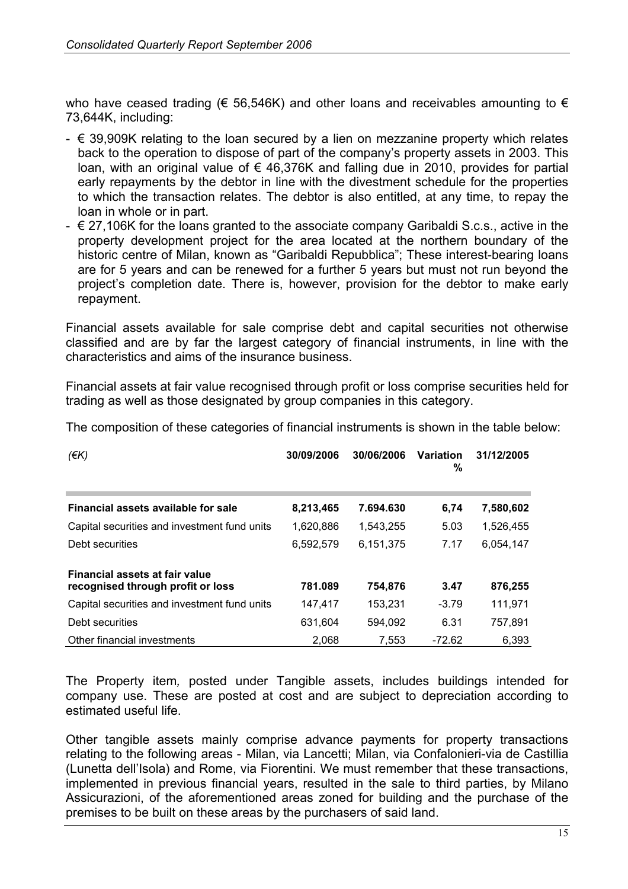who have ceased trading (€ 56,546K) and other loans and receivables amounting to € 73,644K, including:

- € 39,909K relating to the loan secured by a lien on mezzanine property which relates back to the operation to dispose of part of the company's property assets in 2003. This loan, with an original value of € 46,376K and falling due in 2010, provides for partial early repayments by the debtor in line with the divestment schedule for the properties to which the transaction relates. The debtor is also entitled, at any time, to repay the loan in whole or in part.
- € 27,106K for the loans granted to the associate company Garibaldi S.c.s., active in the property development project for the area located at the northern boundary of the historic centre of Milan, known as "Garibaldi Repubblica"; These interest-bearing loans are for 5 years and can be renewed for a further 5 years but must not run beyond the project's completion date. There is, however, provision for the debtor to make early repayment.

Financial assets available for sale comprise debt and capital securities not otherwise classified and are by far the largest category of financial instruments, in line with the characteristics and aims of the insurance business.

Financial assets at fair value recognised through profit or loss comprise securities held for trading as well as those designated by group companies in this category.

The composition of these categories of financial instruments is shown in the table below:

| *(€K)* | 30/09/2006 | 30/06/2006 | Variation % | 31/12/2005 |
|---|---|---|---|---|
| **Financial assets available for sale** | **8,213,465** | **7.694.630** | **6,74** | **7,580,602** |
| Capital securities and investment fund units | 1,620,886 | 1,543,255 | 5.03 | 1,526,455 |
| Debt securities | 6,592,579 | 6,151,375 | 7.17 | 6,054,147 |
| **Financial assets at fair value recognised through profit or loss** | **781.089** | **754,876** | **3.47** | **876,255** |
| Capital securities and investment fund units | 147,417 | 153,231 | -3.79 | 111,971 |
| Debt securities | 631,604 | 594,092 | 6.31 | 757,891 |
| Other financial investments | 2,068 | 7,553 | -72.62 | 6,393 |

The Property item*,* posted under Tangible assets, includes buildings intended for company use. These are posted at cost and are subject to depreciation according to estimated useful life.

Other tangible assets mainly comprise advance payments for property transactions relating to the following areas - Milan, via Lancetti; Milan, via Confalonieri-via de Castillia (Lunetta dell'Isola) and Rome, via Fiorentini. We must remember that these transactions, implemented in previous financial years, resulted in the sale to third parties, by Milano Assicurazioni, of the aforementioned areas zoned for building and the purchase of the premises to be built on these areas by the purchasers of said land.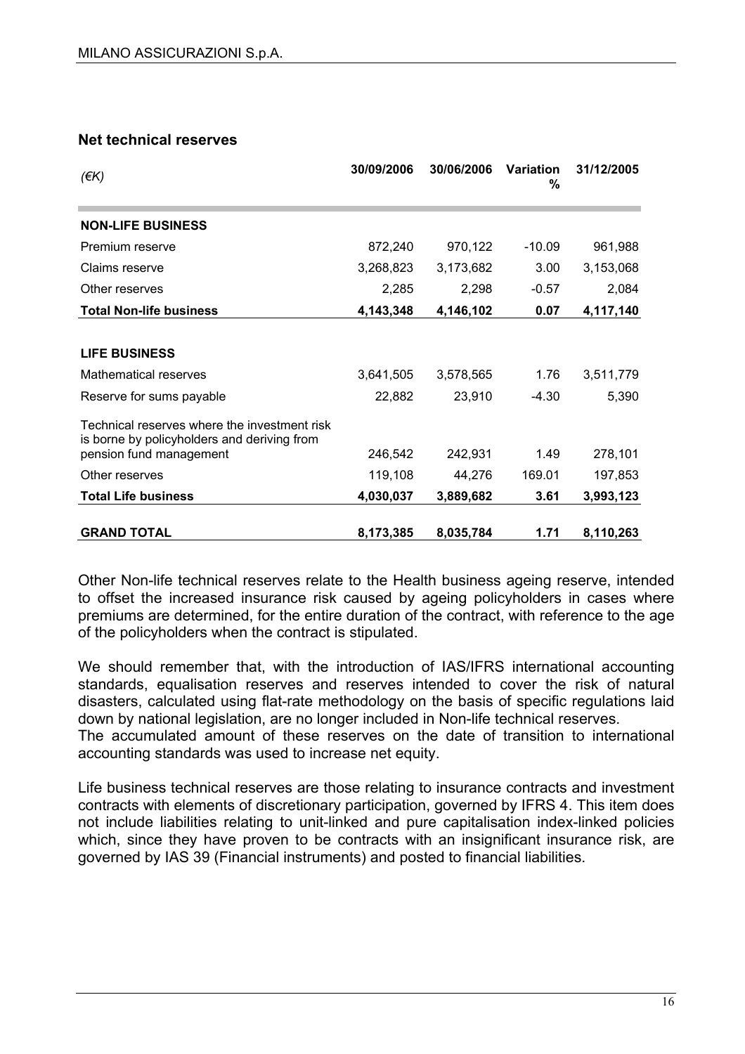## Net technical reserves

| *(€K)* | 30/09/2006 | 30/06/2006 | Variation % | 31/12/2005 |
|---|---|---|---|---|
| **NON-LIFE BUSINESS** | | | | |
| Premium reserve | 872,240 | 970,122 | -10.09 | 961,988 |
| Claims reserve | 3,268,823 | 3,173,682 | 3.00 | 3,153,068 |
| Other reserves | 2,285 | 2,298 | -0.57 | 2,084 |
| **Total Non-life business** | **4,143,348** | **4,146,102** | **0.07** | **4,117,140** |
| **LIFE BUSINESS** | | | | |
| Mathematical reserves | 3,641,505 | 3,578,565 | 1.76 | 3,511,779 |
| Reserve for sums payable | 22,882 | 23,910 | -4.30 | 5,390 |
| Technical reserves where the investment risk is borne by policyholders and deriving from pension fund management | 246,542 | 242,931 | 1.49 | 278,101 |
| Other reserves | 119,108 | 44,276 | 169.01 | 197,853 |
| **Total Life business** | **4,030,037** | **3,889,682** | **3.61** | **3,993,123** |
| **GRAND TOTAL** | **8,173,385** | **8,035,784** | **1.71** | **8,110,263** |

Other Non-life technical reserves relate to the Health business ageing reserve, intended to offset the increased insurance risk caused by ageing policyholders in cases where premiums are determined, for the entire duration of the contract, with reference to the age of the policyholders when the contract is stipulated.

We should remember that, with the introduction of IAS/IFRS international accounting standards, equalisation reserves and reserves intended to cover the risk of natural disasters, calculated using flat-rate methodology on the basis of specific regulations laid down by national legislation, are no longer included in Non-life technical reserves.
The accumulated amount of these reserves on the date of transition to international accounting standards was used to increase net equity.

Life business technical reserves are those relating to insurance contracts and investment contracts with elements of discretionary participation, governed by IFRS 4. This item does not include liabilities relating to unit-linked and pure capitalisation index-linked policies which, since they have proven to be contracts with an insignificant insurance risk, are governed by IAS 39 (Financial instruments) and posted to financial liabilities.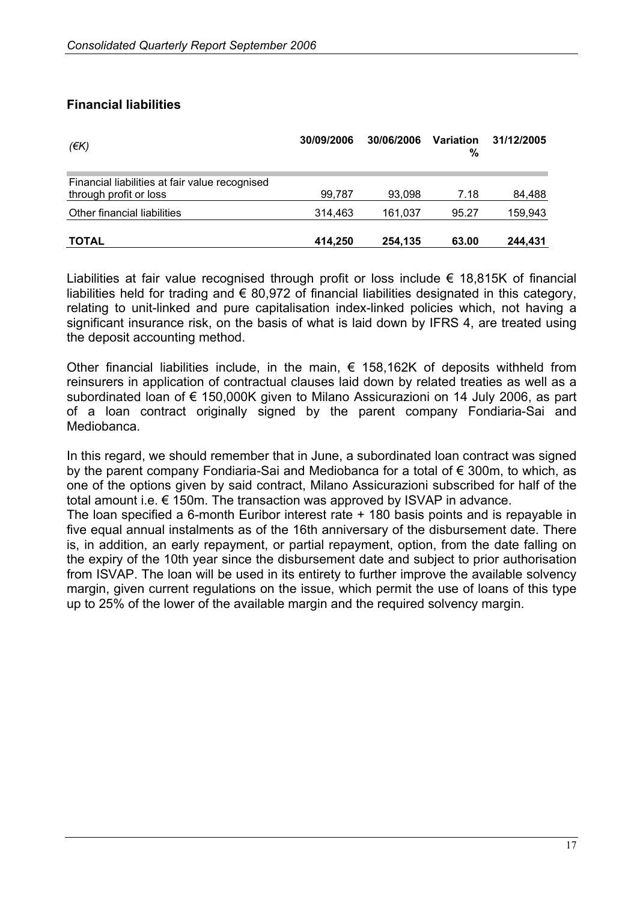## Financial liabilities

| *(€K)* | 30/09/2006 | 30/06/2006 | Variation % | 31/12/2005 |
|---|---|---|---|---|
| Financial liabilities at fair value recognised through profit or loss | 99,787 | 93,098 | 7.18 | 84,488 |
| Other financial liabilities | 314,463 | 161,037 | 95.27 | 159,943 |
| **TOTAL** | **414,250** | **254,135** | **63.00** | **244,431** |

Liabilities at fair value recognised through profit or loss include € 18,815K of financial liabilities held for trading and € 80,972 of financial liabilities designated in this category, relating to unit-linked and pure capitalisation index-linked policies which, not having a significant insurance risk, on the basis of what is laid down by IFRS 4, are treated using the deposit accounting method.

Other financial liabilities include, in the main, € 158,162K of deposits withheld from reinsurers in application of contractual clauses laid down by related treaties as well as a subordinated loan of € 150,000K given to Milano Assicurazioni on 14 July 2006, as part of a loan contract originally signed by the parent company Fondiaria-Sai and Mediobanca.

In this regard, we should remember that in June, a subordinated loan contract was signed by the parent company Fondiaria-Sai and Mediobanca for a total of € 300m, to which, as one of the options given by said contract, Milano Assicurazioni subscribed for half of the total amount i.e. € 150m. The transaction was approved by ISVAP in advance.

The loan specified a 6-month Euribor interest rate + 180 basis points and is repayable in five equal annual instalments as of the 16th anniversary of the disbursement date. There is, in addition, an early repayment, or partial repayment, option, from the date falling on the expiry of the 10th year since the disbursement date and subject to prior authorisation from ISVAP. The loan will be used in its entirety to further improve the available solvency margin, given current regulations on the issue, which permit the use of loans of this type up to 25% of the lower of the available margin and the required solvency margin.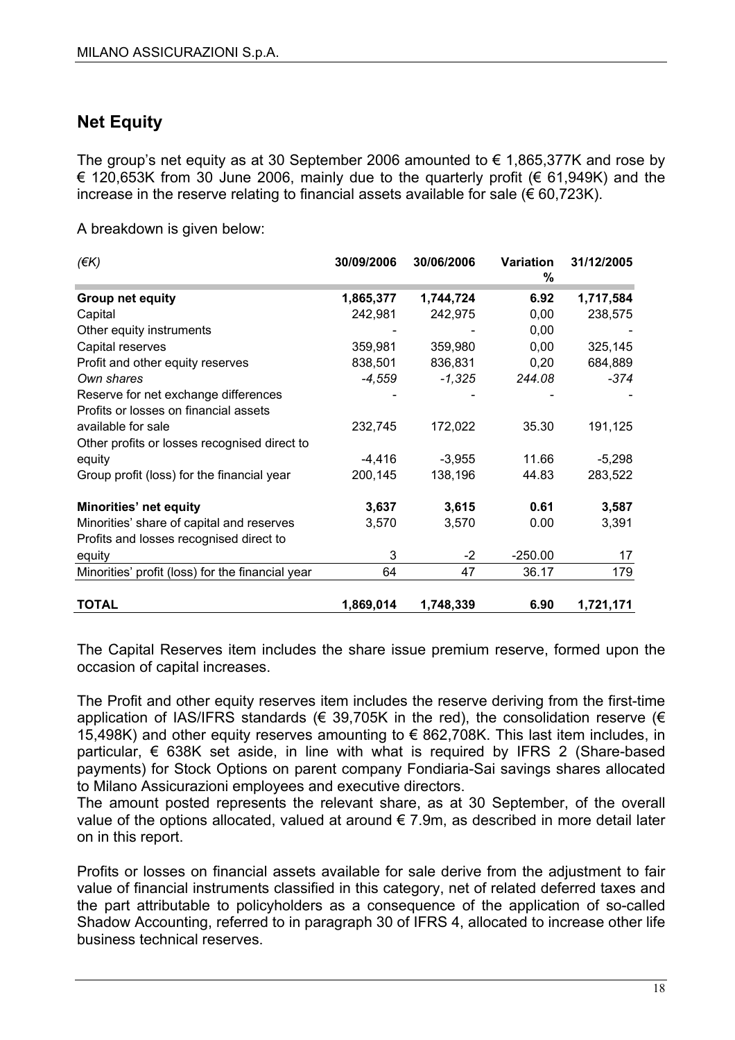## Net Equity

The group's net equity as at 30 September 2006 amounted to € 1,865,377K and rose by € 120,653K from 30 June 2006, mainly due to the quarterly profit (€ 61,949K) and the increase in the reserve relating to financial assets available for sale (€ 60,723K).

A breakdown is given below:

| *(€K)* | 30/09/2006 | 30/06/2006 | Variation % | 31/12/2005 |
|---|---|---|---|---|
| **Group net equity** | **1,865,377** | **1,744,724** | **6.92** | **1,717,584** |
| Capital | 242,981 | 242,975 | 0,00 | 238,575 |
| Other equity instruments | - | - | 0,00 | - |
| Capital reserves | 359,981 | 359,980 | 0,00 | 325,145 |
| Profit and other equity reserves | 838,501 | 836,831 | 0,20 | 684,889 |
| *Own shares* | *-4,559* | *-1,325* | *244.08* | *-374* |
| Reserve for net exchange differences | - | - | - | - |
| Profits or losses on financial assets available for sale | 232,745 | 172,022 | 35.30 | 191,125 |
| Other profits or losses recognised direct to equity | -4,416 | -3,955 | 11.66 | -5,298 |
| Group profit (loss) for the financial year | 200,145 | 138,196 | 44.83 | 283,522 |
| **Minorities' net equity** | **3,637** | **3,615** | **0.61** | **3,587** |
| Minorities' share of capital and reserves | 3,570 | 3,570 | 0.00 | 3,391 |
| Profits and losses recognised direct to equity | 3 | -2 | -250.00 | 17 |
| Minorities' profit (loss) for the financial year | 64 | 47 | 36.17 | 179 |
| **TOTAL** | **1,869,014** | **1,748,339** | **6.90** | **1,721,171** |

The Capital Reserves item includes the share issue premium reserve, formed upon the occasion of capital increases.

The Profit and other equity reserves item includes the reserve deriving from the first-time application of IAS/IFRS standards (€ 39,705K in the red), the consolidation reserve (€ 15,498K) and other equity reserves amounting to € 862,708K. This last item includes, in particular, € 638K set aside, in line with what is required by IFRS 2 (Share-based payments) for Stock Options on parent company Fondiaria-Sai savings shares allocated to Milano Assicurazioni employees and executive directors.
The amount posted represents the relevant share, as at 30 September, of the overall value of the options allocated, valued at around € 7.9m, as described in more detail later on in this report.

Profits or losses on financial assets available for sale derive from the adjustment to fair value of financial instruments classified in this category, net of related deferred taxes and the part attributable to policyholders as a consequence of the application of so-called Shadow Accounting, referred to in paragraph 30 of IFRS 4, allocated to increase other life business technical reserves.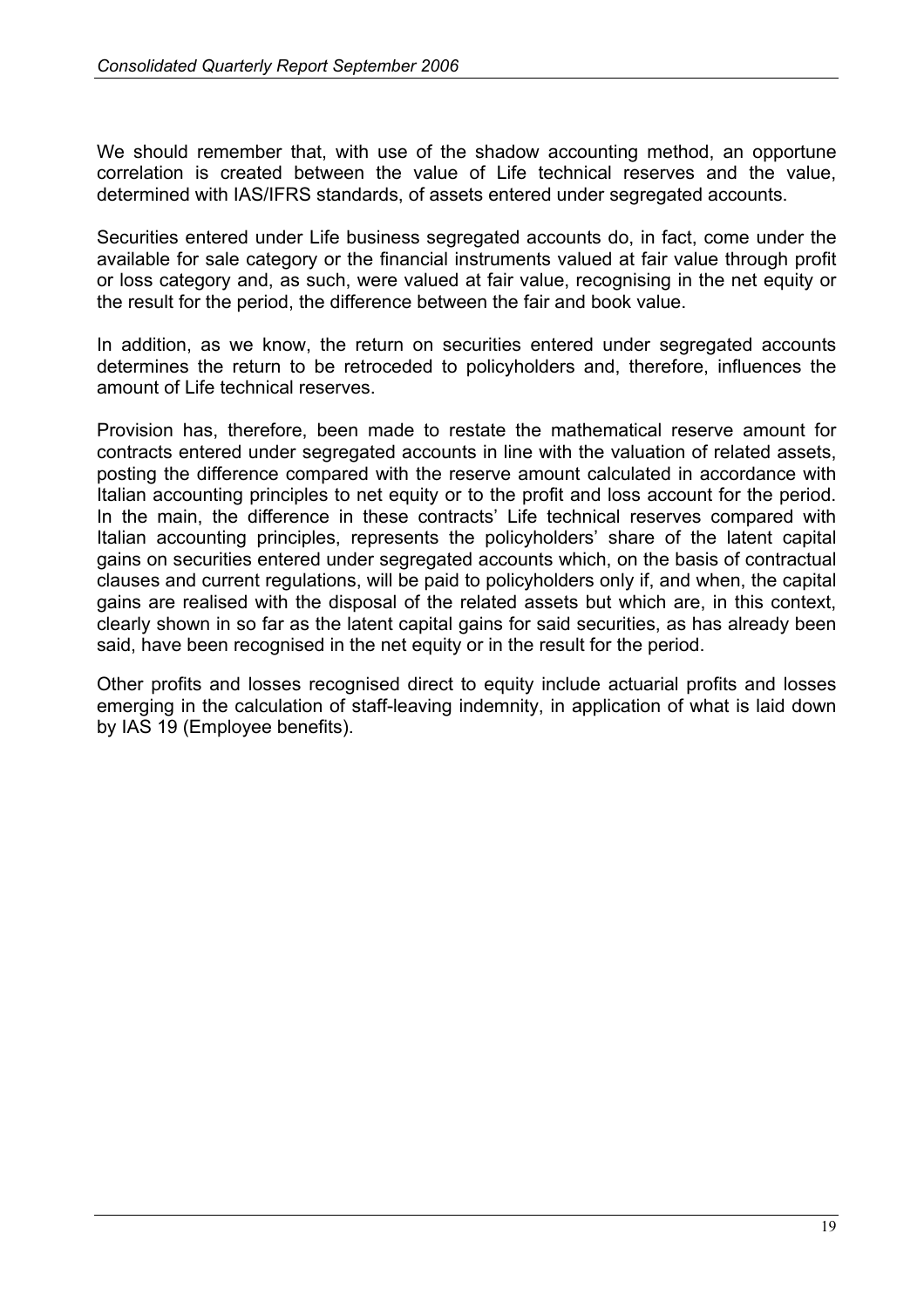We should remember that, with use of the shadow accounting method, an opportune correlation is created between the value of Life technical reserves and the value, determined with IAS/IFRS standards, of assets entered under segregated accounts.

Securities entered under Life business segregated accounts do, in fact, come under the available for sale category or the financial instruments valued at fair value through profit or loss category and, as such, were valued at fair value, recognising in the net equity or the result for the period, the difference between the fair and book value.

In addition, as we know, the return on securities entered under segregated accounts determines the return to be retroceded to policyholders and, therefore, influences the amount of Life technical reserves.

Provision has, therefore, been made to restate the mathematical reserve amount for contracts entered under segregated accounts in line with the valuation of related assets, posting the difference compared with the reserve amount calculated in accordance with Italian accounting principles to net equity or to the profit and loss account for the period. In the main, the difference in these contracts' Life technical reserves compared with Italian accounting principles, represents the policyholders' share of the latent capital gains on securities entered under segregated accounts which, on the basis of contractual clauses and current regulations, will be paid to policyholders only if, and when, the capital gains are realised with the disposal of the related assets but which are, in this context, clearly shown in so far as the latent capital gains for said securities, as has already been said, have been recognised in the net equity or in the result for the period.

Other profits and losses recognised direct to equity include actuarial profits and losses emerging in the calculation of staff-leaving indemnity, in application of what is laid down by IAS 19 (Employee benefits).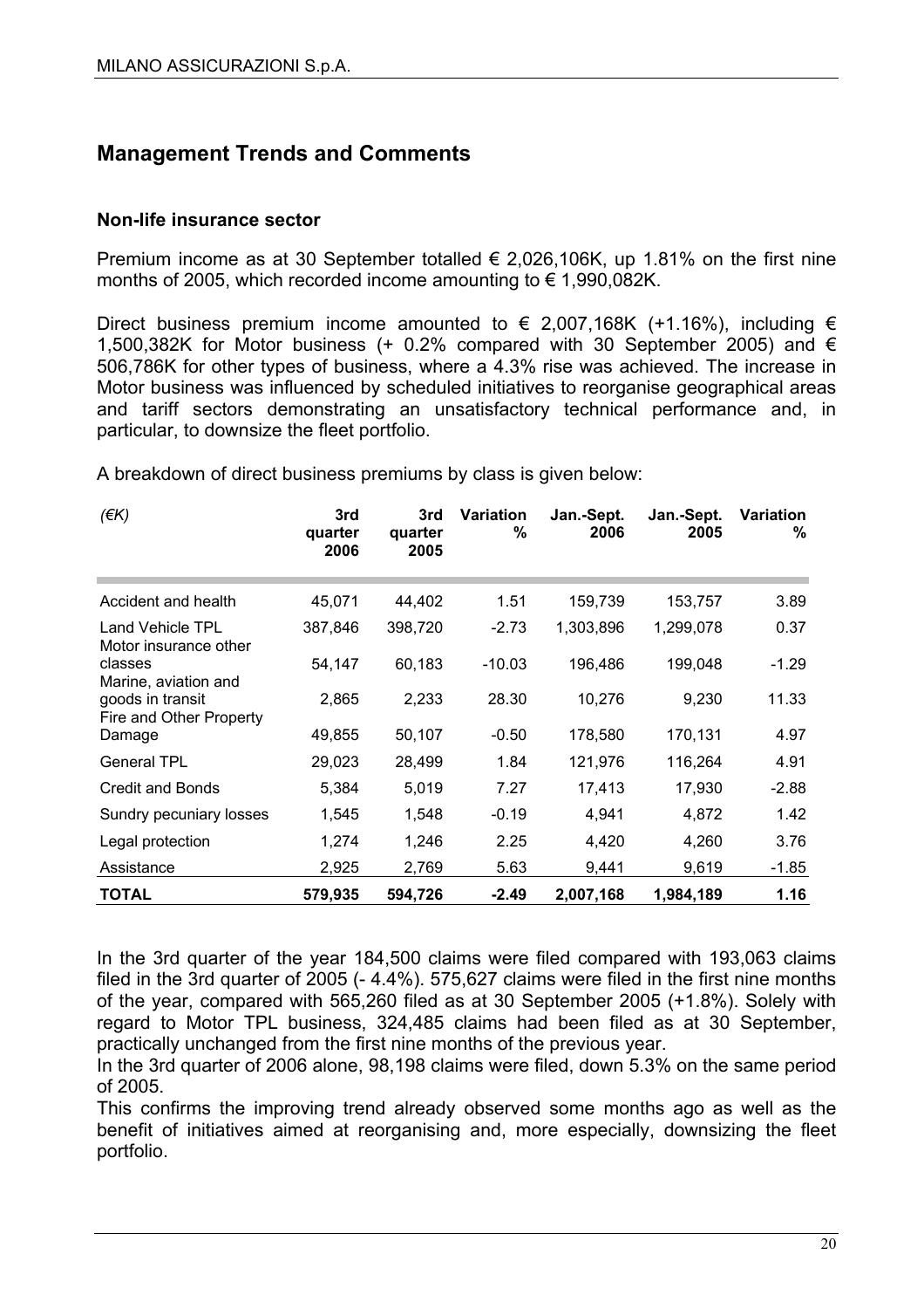## Management Trends and Comments

### Non-life insurance sector

Premium income as at 30 September totalled € 2,026,106K, up 1.81% on the first nine months of 2005, which recorded income amounting to € 1,990,082K.

Direct business premium income amounted to € 2,007,168K (+1.16%), including € 1,500,382K for Motor business (+ 0.2% compared with 30 September 2005) and € 506,786K for other types of business, where a 4.3% rise was achieved. The increase in Motor business was influenced by scheduled initiatives to reorganise geographical areas and tariff sectors demonstrating an unsatisfactory technical performance and, in particular, to downsize the fleet portfolio.

A breakdown of direct business premiums by class is given below:

| *(€K)* | 3rd quarter 2006 | 3rd quarter 2005 | Variation % | Jan.-Sept. 2006 | Jan.-Sept. 2005 | Variation % |
|---|---|---|---|---|---|---|
| Accident and health | 45,071 | 44,402 | 1.51 | 159,739 | 153,757 | 3.89 |
| Land Vehicle TPL | 387,846 | 398,720 | -2.73 | 1,303,896 | 1,299,078 | 0.37 |
| Motor insurance other classes | 54,147 | 60,183 | -10.03 | 196,486 | 199,048 | -1.29 |
| Marine, aviation and goods in transit | 2,865 | 2,233 | 28.30 | 10,276 | 9,230 | 11.33 |
| Fire and Other Property Damage | 49,855 | 50,107 | -0.50 | 178,580 | 170,131 | 4.97 |
| General TPL | 29,023 | 28,499 | 1.84 | 121,976 | 116,264 | 4.91 |
| Credit and Bonds | 5,384 | 5,019 | 7.27 | 17,413 | 17,930 | -2.88 |
| Sundry pecuniary losses | 1,545 | 1,548 | -0.19 | 4,941 | 4,872 | 1.42 |
| Legal protection | 1,274 | 1,246 | 2.25 | 4,420 | 4,260 | 3.76 |
| Assistance | 2,925 | 2,769 | 5.63 | 9,441 | 9,619 | -1.85 |
| **TOTAL** | **579,935** | **594,726** | **-2.49** | **2,007,168** | **1,984,189** | **1.16** |

In the 3rd quarter of the year 184,500 claims were filed compared with 193,063 claims filed in the 3rd quarter of 2005 (- 4.4%). 575,627 claims were filed in the first nine months of the year, compared with 565,260 filed as at 30 September 2005 (+1.8%). Solely with regard to Motor TPL business, 324,485 claims had been filed as at 30 September, practically unchanged from the first nine months of the previous year.
In the 3rd quarter of 2006 alone, 98,198 claims were filed, down 5.3% on the same period of 2005.
This confirms the improving trend already observed some months ago as well as the benefit of initiatives aimed at reorganising and, more especially, downsizing the fleet portfolio.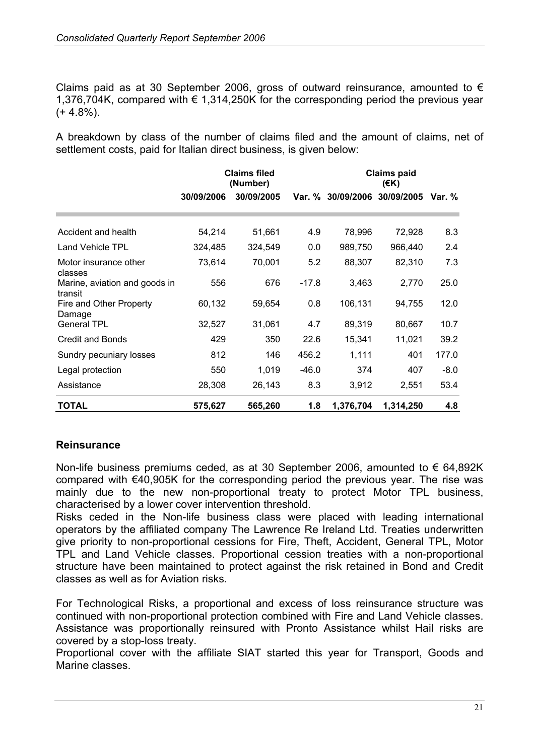Claims paid as at 30 September 2006, gross of outward reinsurance, amounted to € 1,376,704K, compared with € 1,314,250K for the corresponding period the previous year (+ 4.8%).

A breakdown by class of the number of claims filed and the amount of claims, net of settlement costs, paid for Italian direct business, is given below:

| | Claims filed (Number) | | | Claims paid (€K) | | |
|---|---|---|---|---|---|---|
| | 30/09/2006 | 30/09/2005 | Var. % | 30/09/2006 | 30/09/2005 | Var. % |
| Accident and health | 54,214 | 51,661 | 4.9 | 78,996 | 72,928 | 8.3 |
| Land Vehicle TPL | 324,485 | 324,549 | 0.0 | 989,750 | 966,440 | 2.4 |
| Motor insurance other classes | 73,614 | 70,001 | 5.2 | 88,307 | 82,310 | 7.3 |
| Marine, aviation and goods in transit | 556 | 676 | -17.8 | 3,463 | 2,770 | 25.0 |
| Fire and Other Property Damage | 60,132 | 59,654 | 0.8 | 106,131 | 94,755 | 12.0 |
| General TPL | 32,527 | 31,061 | 4.7 | 89,319 | 80,667 | 10.7 |
| Credit and Bonds | 429 | 350 | 22.6 | 15,341 | 11,021 | 39.2 |
| Sundry pecuniary losses | 812 | 146 | 456.2 | 1,111 | 401 | 177.0 |
| Legal protection | 550 | 1,019 | -46.0 | 374 | 407 | -8.0 |
| Assistance | 28,308 | 26,143 | 8.3 | 3,912 | 2,551 | 53.4 |
| **TOTAL** | **575,627** | **565,260** | **1.8** | **1,376,704** | **1,314,250** | **4.8** |

## Reinsurance

Non-life business premiums ceded, as at 30 September 2006, amounted to € 64,892K compared with €40,905K for the corresponding period the previous year. The rise was mainly due to the new non-proportional treaty to protect Motor TPL business, characterised by a lower cover intervention threshold.
Risks ceded in the Non-life business class were placed with leading international operators by the affiliated company The Lawrence Re Ireland Ltd. Treaties underwritten give priority to non-proportional cessions for Fire, Theft, Accident, General TPL, Motor TPL and Land Vehicle classes. Proportional cession treaties with a non-proportional structure have been maintained to protect against the risk retained in Bond and Credit classes as well as for Aviation risks.

For Technological Risks, a proportional and excess of loss reinsurance structure was continued with non-proportional protection combined with Fire and Land Vehicle classes. Assistance was proportionally reinsured with Pronto Assistance whilst Hail risks are covered by a stop-loss treaty.
Proportional cover with the affiliate SIAT started this year for Transport, Goods and Marine classes.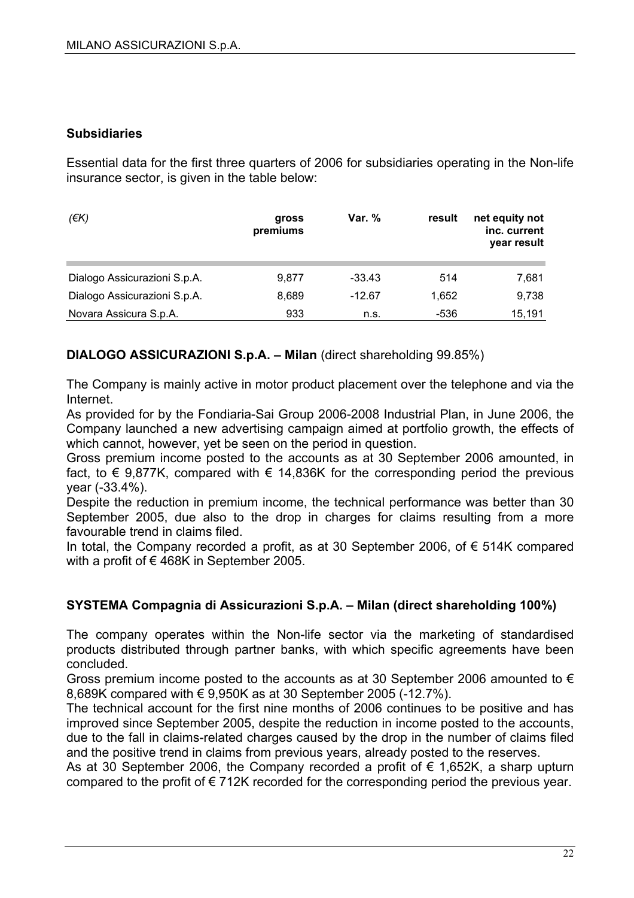## Subsidiaries

Essential data for the first three quarters of 2006 for subsidiaries operating in the Non-life insurance sector, is given in the table below:

| *(€K)* | gross premiums | Var. % | result | net equity not inc. current year result |
|---|---|---|---|---|
| Dialogo Assicurazioni S.p.A. | 9,877 | -33.43 | 514 | 7,681 |
| Dialogo Assicurazioni S.p.A. | 8,689 | -12.67 | 1,652 | 9,738 |
| Novara Assicura S.p.A. | 933 | n.s. | -536 | 15,191 |

**DIALOGO ASSICURAZIONI S.p.A. – Milan** (direct shareholding 99.85%)

The Company is mainly active in motor product placement over the telephone and via the Internet.

As provided for by the Fondiaria-Sai Group 2006-2008 Industrial Plan, in June 2006, the Company launched a new advertising campaign aimed at portfolio growth, the effects of which cannot, however, yet be seen on the period in question.

Gross premium income posted to the accounts as at 30 September 2006 amounted, in fact, to € 9,877K, compared with € 14,836K for the corresponding period the previous year (-33.4%).

Despite the reduction in premium income, the technical performance was better than 30 September 2005, due also to the drop in charges for claims resulting from a more favourable trend in claims filed.

In total, the Company recorded a profit, as at 30 September 2006, of € 514K compared with a profit of € 468K in September 2005.

**SYSTEMA Compagnia di Assicurazioni S.p.A. – Milan (direct shareholding 100%)**

The company operates within the Non-life sector via the marketing of standardised products distributed through partner banks, with which specific agreements have been concluded.

Gross premium income posted to the accounts as at 30 September 2006 amounted to € 8,689K compared with € 9,950K as at 30 September 2005 (-12.7%).

The technical account for the first nine months of 2006 continues to be positive and has improved since September 2005, despite the reduction in income posted to the accounts, due to the fall in claims-related charges caused by the drop in the number of claims filed and the positive trend in claims from previous years, already posted to the reserves.

As at 30 September 2006, the Company recorded a profit of € 1,652K, a sharp upturn compared to the profit of € 712K recorded for the corresponding period the previous year.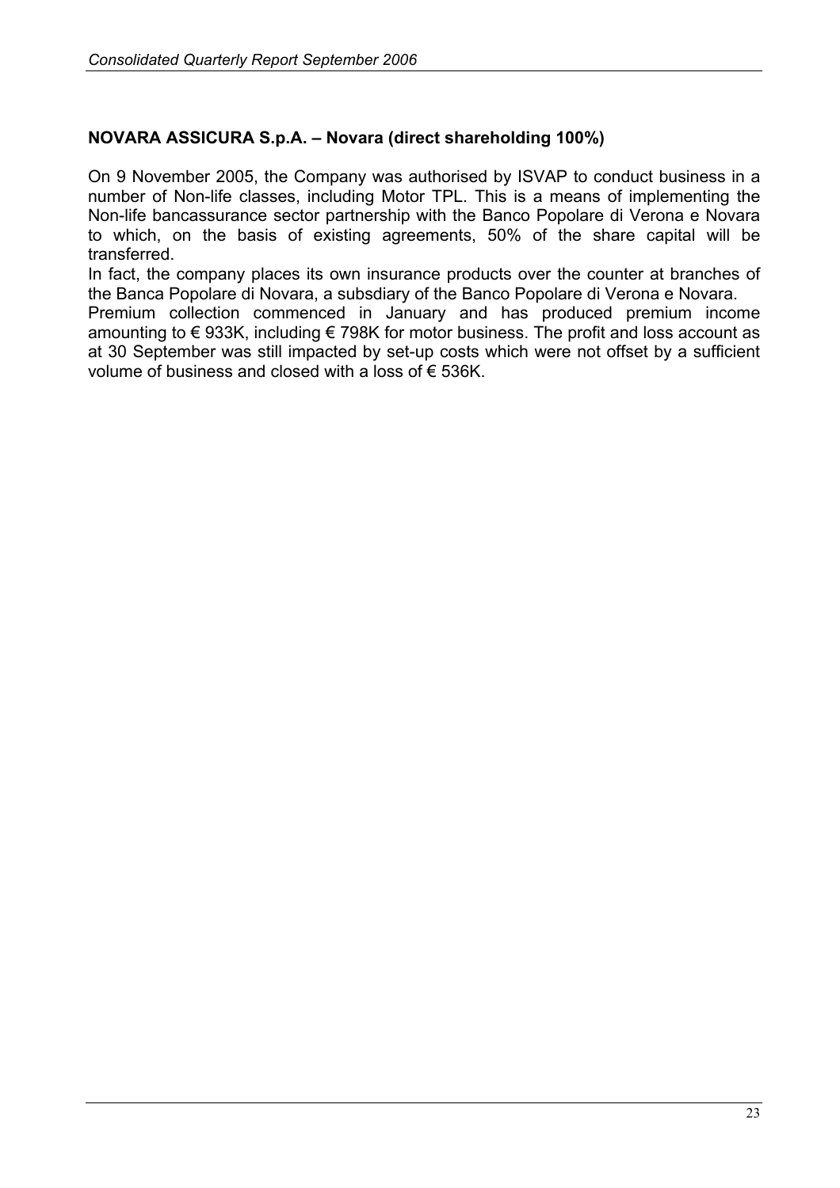**NOVARA ASSICURA S.p.A. – Novara (direct shareholding 100%)**

On 9 November 2005, the Company was authorised by ISVAP to conduct business in a number of Non-life classes, including Motor TPL. This is a means of implementing the Non-life bancassurance sector partnership with the Banco Popolare di Verona e Novara to which, on the basis of existing agreements, 50% of the share capital will be transferred.

In fact, the company places its own insurance products over the counter at branches of the Banca Popolare di Novara, a subsdiary of the Banco Popolare di Verona e Novara.

Premium collection commenced in January and has produced premium income amounting to € 933K, including € 798K for motor business. The profit and loss account as at 30 September was still impacted by set-up costs which were not offset by a sufficient volume of business and closed with a loss of € 536K.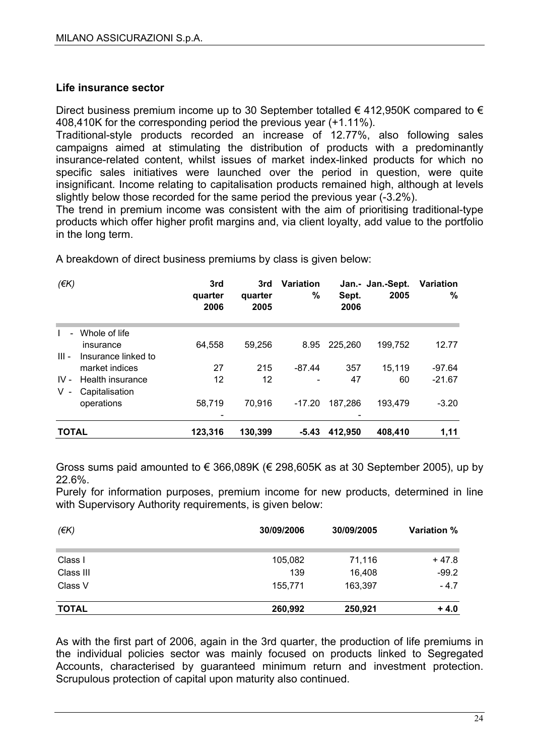## Life insurance sector

Direct business premium income up to 30 September totalled € 412,950K compared to € 408,410K for the corresponding period the previous year (+1.11%).

Traditional-style products recorded an increase of 12.77%, also following sales campaigns aimed at stimulating the distribution of products with a predominantly insurance-related content, whilst issues of market index-linked products for which no specific sales initiatives were launched over the period in question, were quite insignificant. Income relating to capitalisation products remained high, although at levels slightly below those recorded for the same period the previous year (-3.2%).

The trend in premium income was consistent with the aim of prioritising traditional-type products which offer higher profit margins and, via client loyalty, add value to the portfolio in the long term.

A breakdown of direct business premiums by class is given below:

| *(€K)* | 3rd quarter 2006 | 3rd quarter 2005 | Variation % | Jan.- Sept. 2006 | Jan.-Sept. 2005 | Variation % |
|---|---|---|---|---|---|---|
| I - Whole of life insurance | 64,558 | 59,256 | 8.95 | 225,260 | 199,752 | 12.77 |
| III - Insurance linked to market indices | 27 | 215 | -87.44 | 357 | 15,119 | -97.64 |
| IV - Health insurance | 12 | 12 | - | 47 | 60 | -21.67 |
| V - Capitalisation operations | 58,719 | 70,916 | -17.20 | 187,286 | 193,479 | -3.20 |
| | - | | | - | | |
| **TOTAL** | **123,316** | **130,399** | **-5.43** | **412,950** | **408,410** | **1,11** |

Gross sums paid amounted to € 366,089K (€ 298,605K as at 30 September 2005), up by 22.6%.

Purely for information purposes, premium income for new products, determined in line with Supervisory Authority requirements, is given below:

| *(€K)* | 30/09/2006 | 30/09/2005 | Variation % |
|---|---|---|---|
| Class I | 105,082 | 71,116 | + 47.8 |
| Class III | 139 | 16,408 | -99.2 |
| Class V | 155,771 | 163,397 | - 4.7 |
| **TOTAL** | **260,992** | **250,921** | **+ 4.0** |

As with the first part of 2006, again in the 3rd quarter, the production of life premiums in the individual policies sector was mainly focused on products linked to Segregated Accounts, characterised by guaranteed minimum return and investment protection. Scrupulous protection of capital upon maturity also continued.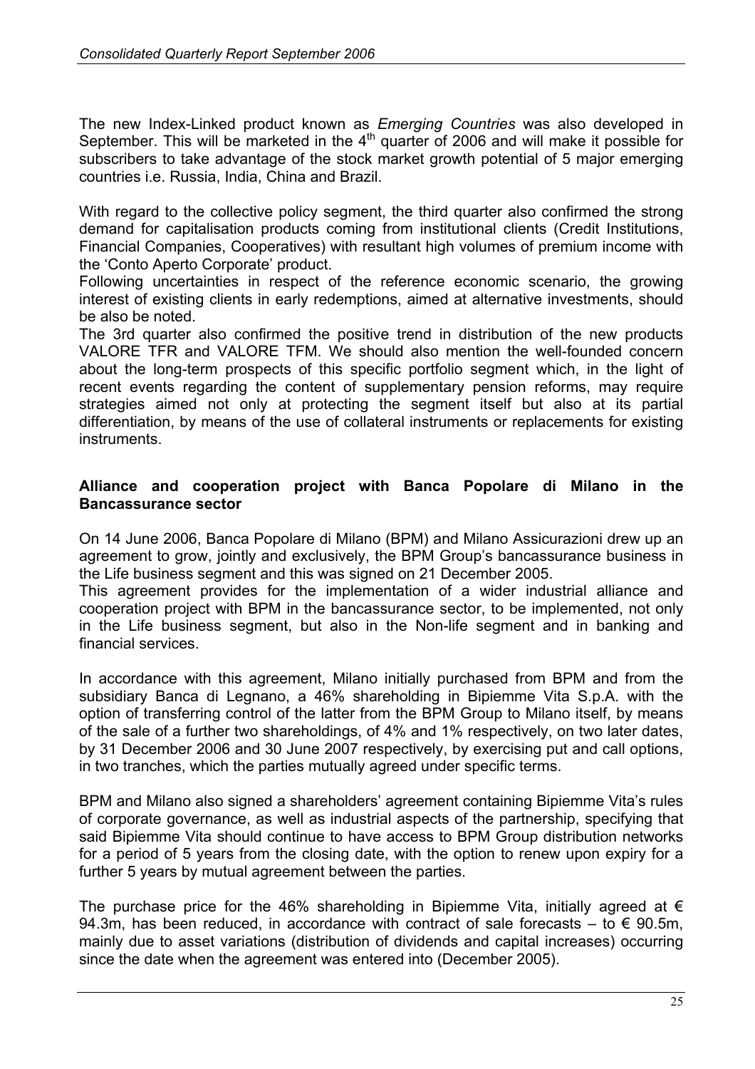The new Index-Linked product known as *Emerging Countries* was also developed in September. This will be marketed in the 4th quarter of 2006 and will make it possible for subscribers to take advantage of the stock market growth potential of 5 major emerging countries i.e. Russia, India, China and Brazil.

With regard to the collective policy segment, the third quarter also confirmed the strong demand for capitalisation products coming from institutional clients (Credit Institutions, Financial Companies, Cooperatives) with resultant high volumes of premium income with the 'Conto Aperto Corporate' product.
Following uncertainties in respect of the reference economic scenario, the growing interest of existing clients in early redemptions, aimed at alternative investments, should be also be noted.
The 3rd quarter also confirmed the positive trend in distribution of the new products VALORE TFR and VALORE TFM. We should also mention the well-founded concern about the long-term prospects of this specific portfolio segment which, in the light of recent events regarding the content of supplementary pension reforms, may require strategies aimed not only at protecting the segment itself but also at its partial differentiation, by means of the use of collateral instruments or replacements for existing instruments.

### Alliance and cooperation project with Banca Popolare di Milano in the Bancassurance sector

On 14 June 2006, Banca Popolare di Milano (BPM) and Milano Assicurazioni drew up an agreement to grow, jointly and exclusively, the BPM Group's bancassurance business in the Life business segment and this was signed on 21 December 2005.
This agreement provides for the implementation of a wider industrial alliance and cooperation project with BPM in the bancassurance sector, to be implemented, not only in the Life business segment, but also in the Non-life segment and in banking and financial services.

In accordance with this agreement, Milano initially purchased from BPM and from the subsidiary Banca di Legnano, a 46% shareholding in Bipiemme Vita S.p.A. with the option of transferring control of the latter from the BPM Group to Milano itself, by means of the sale of a further two shareholdings, of 4% and 1% respectively, on two later dates, by 31 December 2006 and 30 June 2007 respectively, by exercising put and call options, in two tranches, which the parties mutually agreed under specific terms.

BPM and Milano also signed a shareholders' agreement containing Bipiemme Vita's rules of corporate governance, as well as industrial aspects of the partnership, specifying that said Bipiemme Vita should continue to have access to BPM Group distribution networks for a period of 5 years from the closing date, with the option to renew upon expiry for a further 5 years by mutual agreement between the parties.

The purchase price for the 46% shareholding in Bipiemme Vita, initially agreed at € 94.3m, has been reduced, in accordance with contract of sale forecasts – to € 90.5m, mainly due to asset variations (distribution of dividends and capital increases) occurring since the date when the agreement was entered into (December 2005).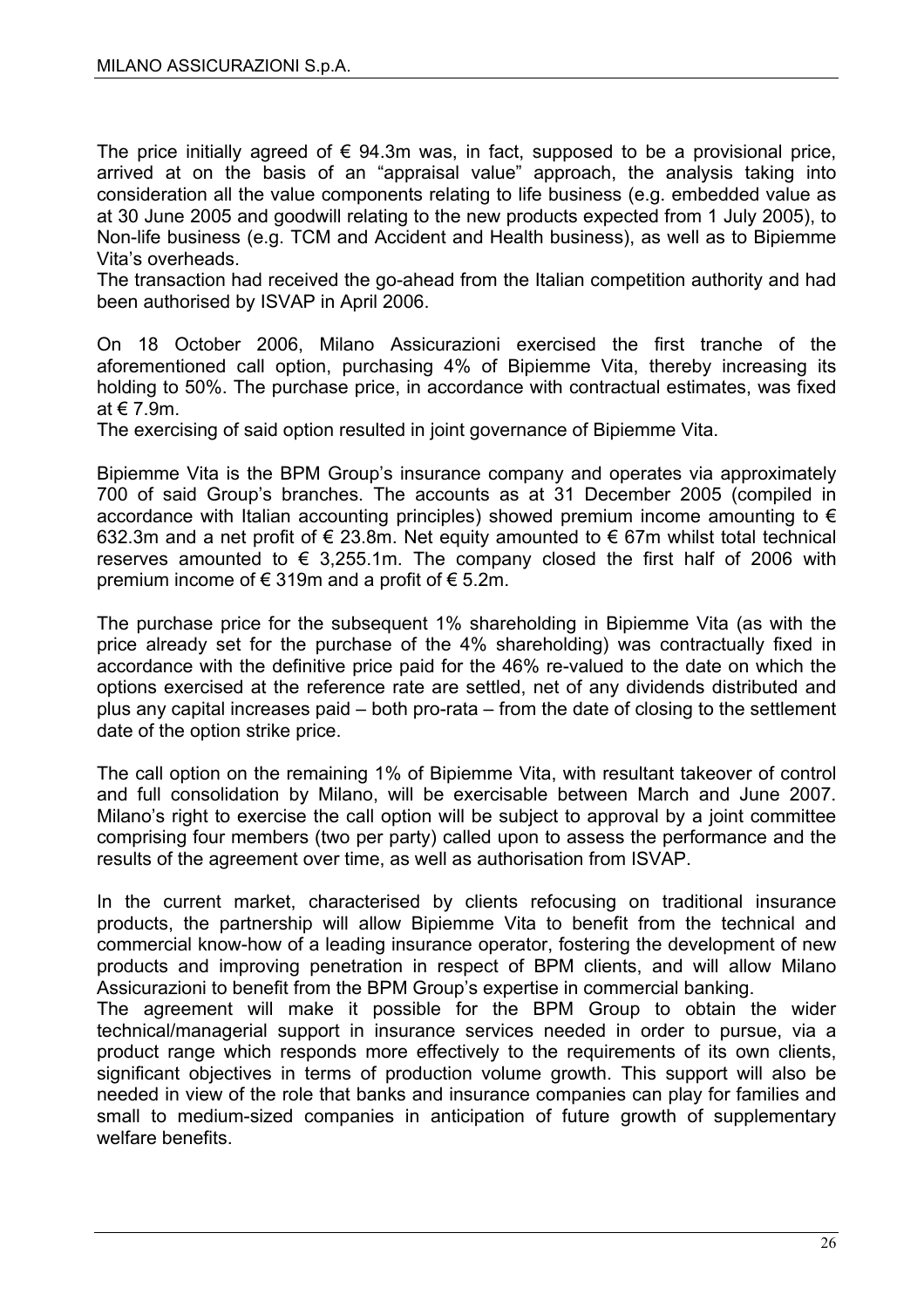The price initially agreed of € 94.3m was, in fact, supposed to be a provisional price, arrived at on the basis of an "appraisal value" approach, the analysis taking into consideration all the value components relating to life business (e.g. embedded value as at 30 June 2005 and goodwill relating to the new products expected from 1 July 2005), to Non-life business (e.g. TCM and Accident and Health business), as well as to Bipiemme Vita's overheads.
The transaction had received the go-ahead from the Italian competition authority and had been authorised by ISVAP in April 2006.

On 18 October 2006, Milano Assicurazioni exercised the first tranche of the aforementioned call option, purchasing 4% of Bipiemme Vita, thereby increasing its holding to 50%. The purchase price, in accordance with contractual estimates, was fixed at € 7.9m.
The exercising of said option resulted in joint governance of Bipiemme Vita.

Bipiemme Vita is the BPM Group's insurance company and operates via approximately 700 of said Group's branches. The accounts as at 31 December 2005 (compiled in accordance with Italian accounting principles) showed premium income amounting to € 632.3m and a net profit of € 23.8m. Net equity amounted to € 67m whilst total technical reserves amounted to € 3,255.1m. The company closed the first half of 2006 with premium income of € 319m and a profit of € 5.2m.

The purchase price for the subsequent 1% shareholding in Bipiemme Vita (as with the price already set for the purchase of the 4% shareholding) was contractually fixed in accordance with the definitive price paid for the 46% re-valued to the date on which the options exercised at the reference rate are settled, net of any dividends distributed and plus any capital increases paid – both pro-rata – from the date of closing to the settlement date of the option strike price.

The call option on the remaining 1% of Bipiemme Vita, with resultant takeover of control and full consolidation by Milano, will be exercisable between March and June 2007. Milano's right to exercise the call option will be subject to approval by a joint committee comprising four members (two per party) called upon to assess the performance and the results of the agreement over time, as well as authorisation from ISVAP.

In the current market, characterised by clients refocusing on traditional insurance products, the partnership will allow Bipiemme Vita to benefit from the technical and commercial know-how of a leading insurance operator, fostering the development of new products and improving penetration in respect of BPM clients, and will allow Milano Assicurazioni to benefit from the BPM Group's expertise in commercial banking.
The agreement will make it possible for the BPM Group to obtain the wider technical/managerial support in insurance services needed in order to pursue, via a product range which responds more effectively to the requirements of its own clients, significant objectives in terms of production volume growth. This support will also be needed in view of the role that banks and insurance companies can play for families and small to medium-sized companies in anticipation of future growth of supplementary welfare benefits.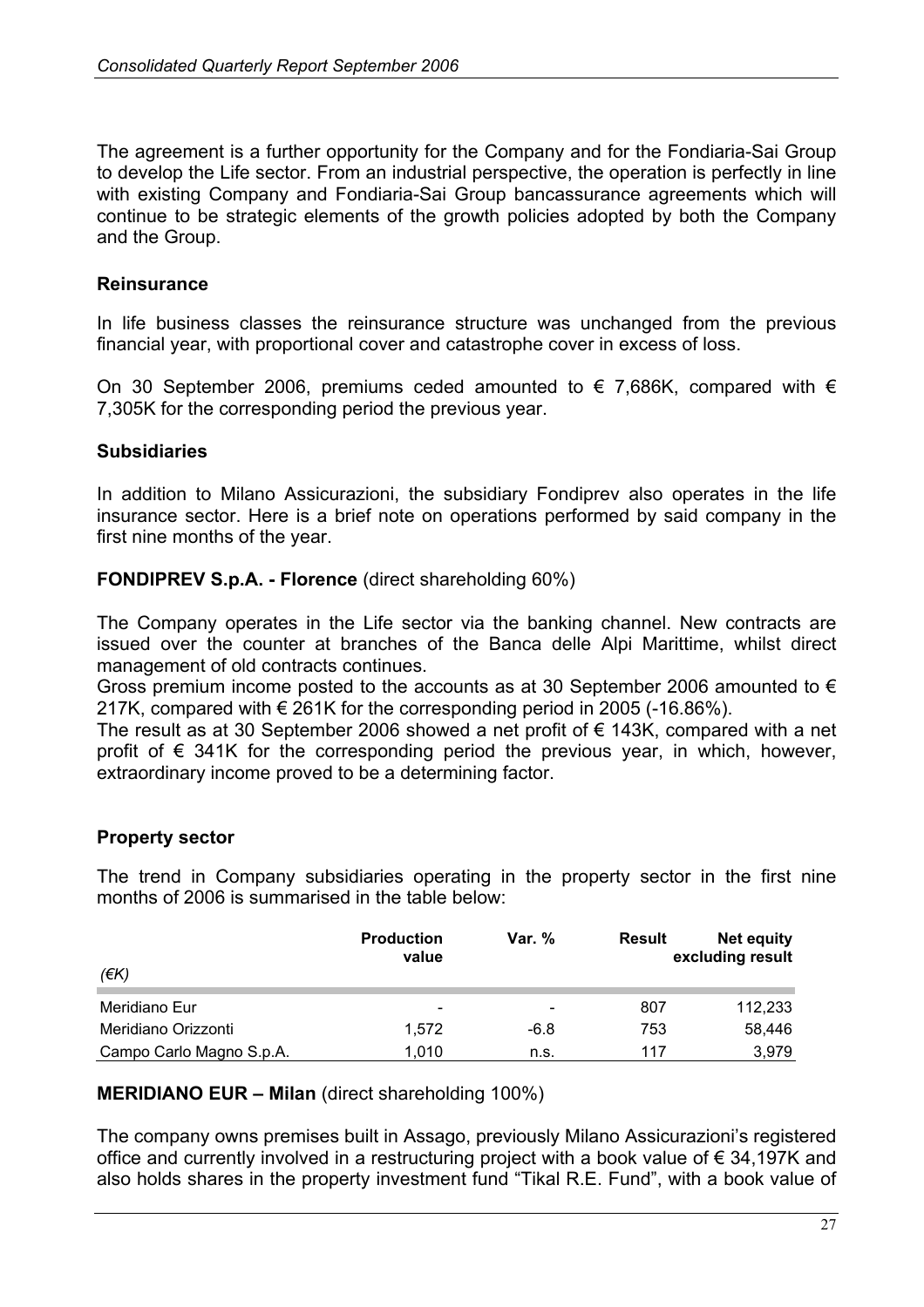The agreement is a further opportunity for the Company and for the Fondiaria-Sai Group to develop the Life sector. From an industrial perspective, the operation is perfectly in line with existing Company and Fondiaria-Sai Group bancassurance agreements which will continue to be strategic elements of the growth policies adopted by both the Company and the Group.

### Reinsurance

In life business classes the reinsurance structure was unchanged from the previous financial year, with proportional cover and catastrophe cover in excess of loss.

On 30 September 2006, premiums ceded amounted to € 7,686K, compared with € 7,305K for the corresponding period the previous year.

### Subsidiaries

In addition to Milano Assicurazioni, the subsidiary Fondiprev also operates in the life insurance sector. Here is a brief note on operations performed by said company in the first nine months of the year.

**FONDIPREV S.p.A. - Florence** (direct shareholding 60%)

The Company operates in the Life sector via the banking channel. New contracts are issued over the counter at branches of the Banca delle Alpi Marittime, whilst direct management of old contracts continues.

Gross premium income posted to the accounts as at 30 September 2006 amounted to € 217K, compared with € 261K for the corresponding period in 2005 (-16.86%).

The result as at 30 September 2006 showed a net profit of € 143K, compared with a net profit of € 341K for the corresponding period the previous year, in which, however, extraordinary income proved to be a determining factor.

### Property sector

The trend in Company subsidiaries operating in the property sector in the first nine months of 2006 is summarised in the table below:

| *(€K)* | Production value | Var. % | Result | Net equity excluding result |
|---|---|---|---|---|
| Meridiano Eur | - | - | 807 | 112,233 |
| Meridiano Orizzonti | 1,572 | -6.8 | 753 | 58,446 |
| Campo Carlo Magno S.p.A. | 1,010 | n.s. | 117 | 3,979 |

**MERIDIANO EUR – Milan** (direct shareholding 100%)

The company owns premises built in Assago, previously Milano Assicurazioni's registered office and currently involved in a restructuring project with a book value of € 34,197K and also holds shares in the property investment fund "Tikal R.E. Fund", with a book value of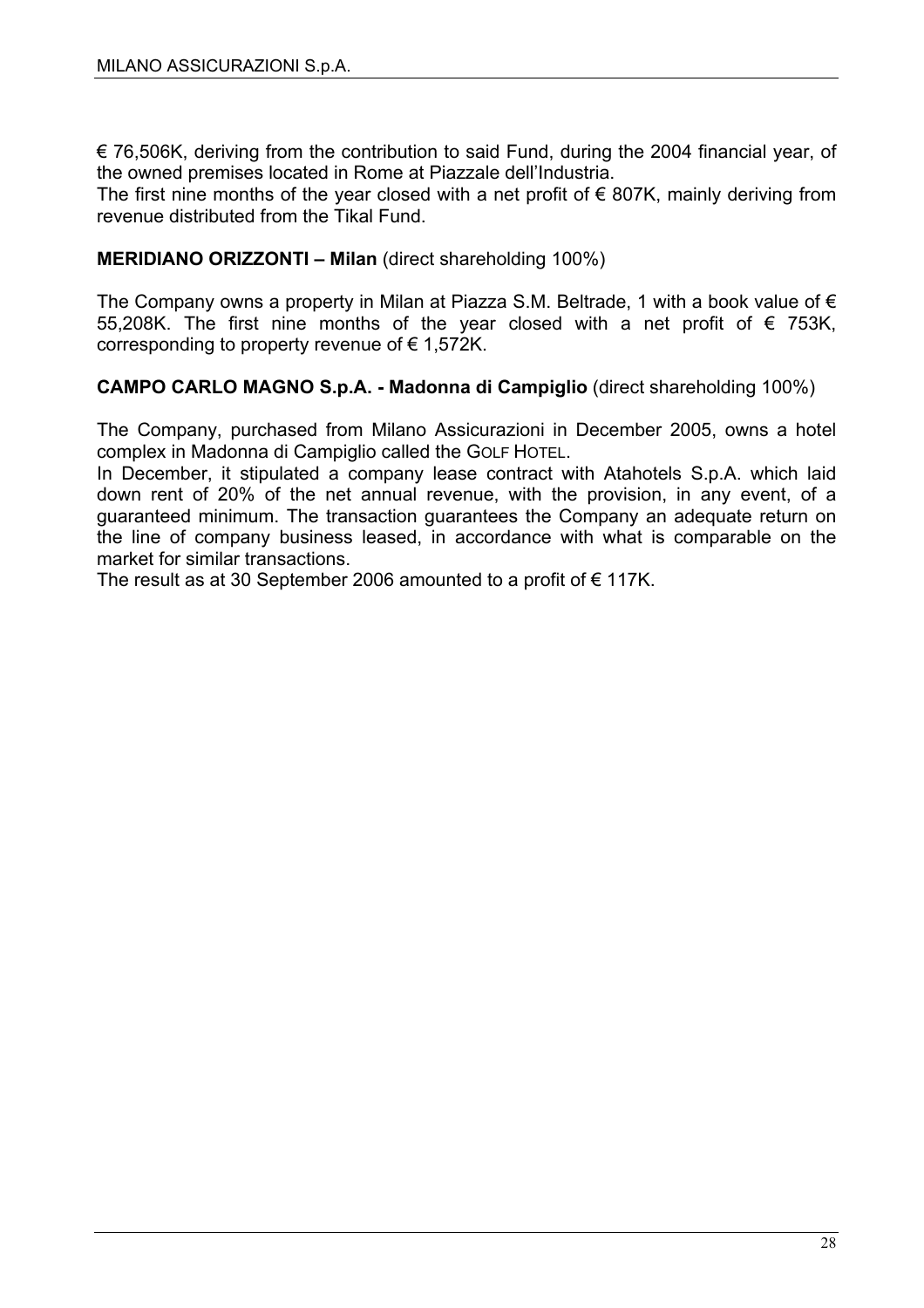€ 76,506K, deriving from the contribution to said Fund, during the 2004 financial year, of the owned premises located in Rome at Piazzale dell'Industria.

The first nine months of the year closed with a net profit of € 807K, mainly deriving from revenue distributed from the Tikal Fund.

**MERIDIANO ORIZZONTI – Milan** (direct shareholding 100%)

The Company owns a property in Milan at Piazza S.M. Beltrade, 1 with a book value of € 55,208K. The first nine months of the year closed with a net profit of € 753K, corresponding to property revenue of € 1,572K.

**CAMPO CARLO MAGNO S.p.A. - Madonna di Campiglio** (direct shareholding 100%)

The Company, purchased from Milano Assicurazioni in December 2005, owns a hotel complex in Madonna di Campiglio called the GOLF HOTEL.

In December, it stipulated a company lease contract with Atahotels S.p.A. which laid down rent of 20% of the net annual revenue, with the provision, in any event, of a guaranteed minimum. The transaction guarantees the Company an adequate return on the line of company business leased, in accordance with what is comparable on the market for similar transactions.

The result as at 30 September 2006 amounted to a profit of € 117K.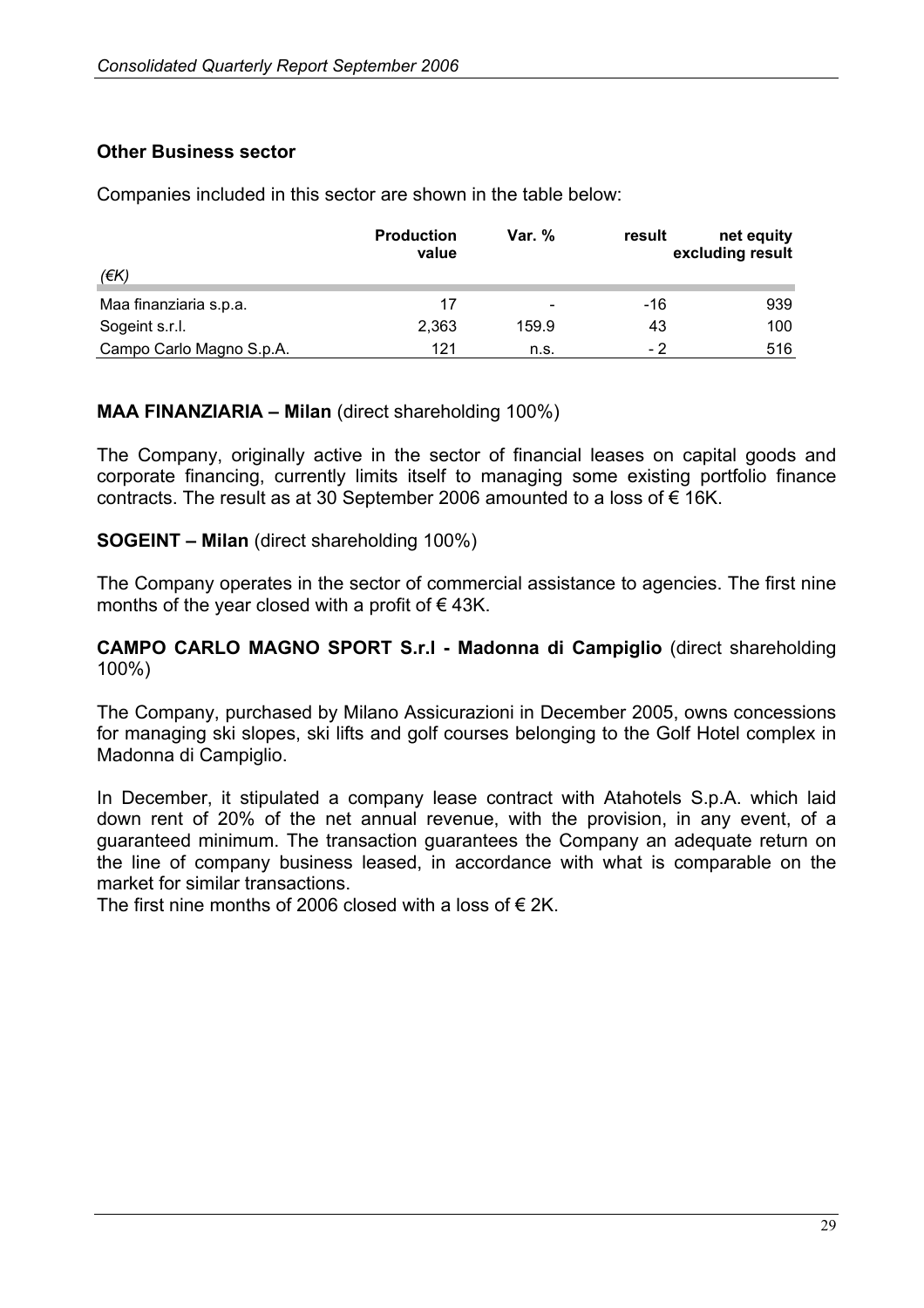## Other Business sector

Companies included in this sector are shown in the table below:

| (€K) | Production value | Var. % | result | net equity excluding result |
|---|---|---|---|---|
| Maa finanziaria s.p.a. | 17 | - | -16 | 939 |
| Sogeint s.r.l. | 2,363 | 159.9 | 43 | 100 |
| Campo Carlo Magno S.p.A. | 121 | n.s. | - 2 | 516 |

**MAA FINANZIARIA – Milan** (direct shareholding 100%)

The Company, originally active in the sector of financial leases on capital goods and corporate financing, currently limits itself to managing some existing portfolio finance contracts. The result as at 30 September 2006 amounted to a loss of € 16K.

**SOGEINT – Milan** (direct shareholding 100%)

The Company operates in the sector of commercial assistance to agencies. The first nine months of the year closed with a profit of € 43K.

**CAMPO CARLO MAGNO SPORT S.r.l - Madonna di Campiglio** (direct shareholding 100%)

The Company, purchased by Milano Assicurazioni in December 2005, owns concessions for managing ski slopes, ski lifts and golf courses belonging to the Golf Hotel complex in Madonna di Campiglio.

In December, it stipulated a company lease contract with Atahotels S.p.A. which laid down rent of 20% of the net annual revenue, with the provision, in any event, of a guaranteed minimum. The transaction guarantees the Company an adequate return on the line of company business leased, in accordance with what is comparable on the market for similar transactions.
The first nine months of 2006 closed with a loss of € 2K.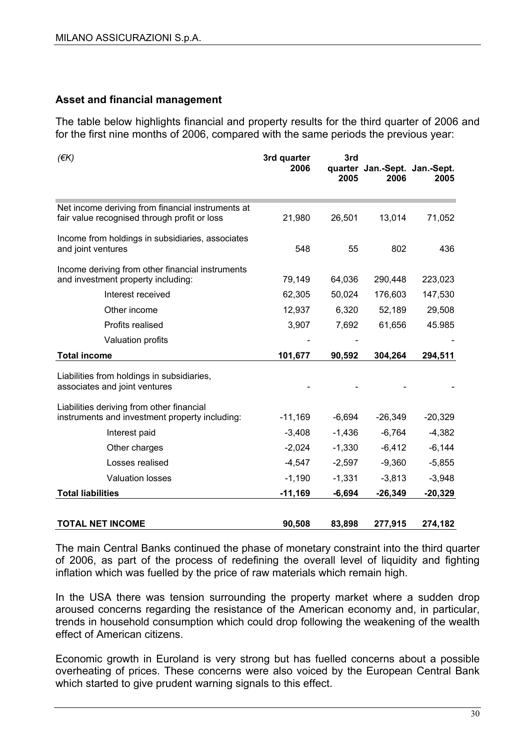## Asset and financial management

The table below highlights financial and property results for the third quarter of 2006 and for the first nine months of 2006, compared with the same periods the previous year:

| *(€K)* | 3rd quarter 2006 | 3rd quarter 2005 | Jan.-Sept. 2006 | Jan.-Sept. 2005 |
|---|---|---|---|---|
| Net income deriving from financial instruments at fair value recognised through profit or loss | 21,980 | 26,501 | 13,014 | 71,052 |
| Income from holdings in subsidiaries, associates and joint ventures | 548 | 55 | 802 | 436 |
| Income deriving from other financial instruments and investment property including: | 79,149 | 64,036 | 290,448 | 223,023 |
| Interest received | 62,305 | 50,024 | 176,603 | 147,530 |
| Other income | 12,937 | 6,320 | 52,189 | 29,508 |
| Profits realised | 3,907 | 7,692 | 61,656 | 45.985 |
| Valuation profits | - | - | | - |
| **Total income** | **101,677** | **90,592** | **304,264** | **294,511** |
| Liabilities from holdings in subsidiaries, associates and joint ventures | - | - | - | - |
| Liabilities deriving from other financial instruments and investment property including: | -11,169 | -6,694 | -26,349 | -20,329 |
| Interest paid | -3,408 | -1,436 | -6,764 | -4,382 |
| Other charges | -2,024 | -1,330 | -6,412 | -6,144 |
| Losses realised | -4,547 | -2,597 | -9,360 | -5,855 |
| Valuation losses | -1,190 | -1,331 | -3,813 | -3,948 |
| **Total liabilities** | **-11,169** | **-6,694** | **-26,349** | **-20,329** |
| **TOTAL NET INCOME** | **90,508** | **83,898** | **277,915** | **274,182** |

The main Central Banks continued the phase of monetary constraint into the third quarter of 2006, as part of the process of redefining the overall level of liquidity and fighting inflation which was fuelled by the price of raw materials which remain high.

In the USA there was tension surrounding the property market where a sudden drop aroused concerns regarding the resistance of the American economy and, in particular, trends in household consumption which could drop following the weakening of the wealth effect of American citizens.

Economic growth in Euroland is very strong but has fuelled concerns about a possible overheating of prices. These concerns were also voiced by the European Central Bank which started to give prudent warning signals to this effect.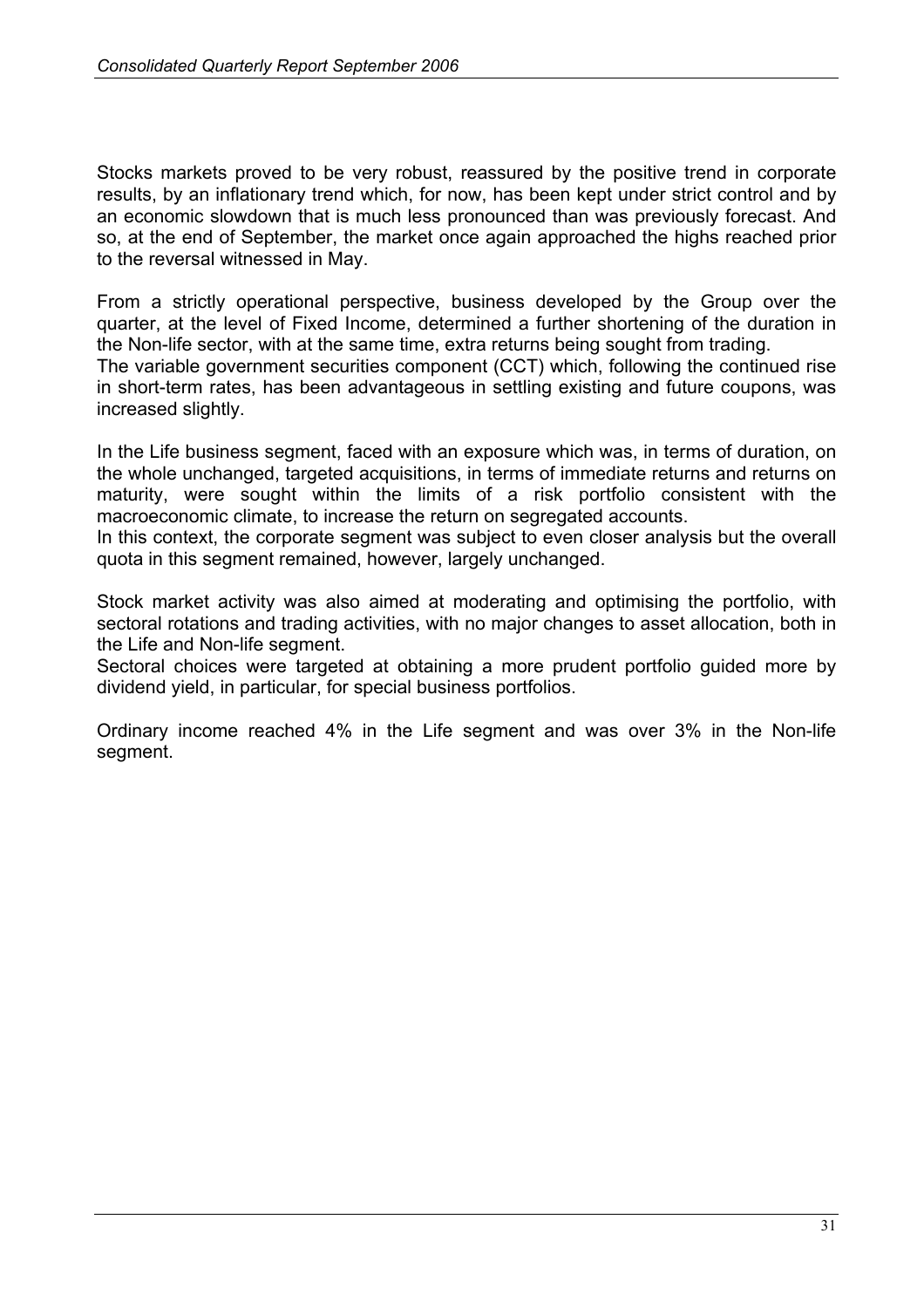Stocks markets proved to be very robust, reassured by the positive trend in corporate results, by an inflationary trend which, for now, has been kept under strict control and by an economic slowdown that is much less pronounced than was previously forecast. And so, at the end of September, the market once again approached the highs reached prior to the reversal witnessed in May.

From a strictly operational perspective, business developed by the Group over the quarter, at the level of Fixed Income, determined a further shortening of the duration in the Non-life sector, with at the same time, extra returns being sought from trading.
The variable government securities component (CCT) which, following the continued rise in short-term rates, has been advantageous in settling existing and future coupons, was increased slightly.

In the Life business segment, faced with an exposure which was, in terms of duration, on the whole unchanged, targeted acquisitions, in terms of immediate returns and returns on maturity, were sought within the limits of a risk portfolio consistent with the macroeconomic climate, to increase the return on segregated accounts.
In this context, the corporate segment was subject to even closer analysis but the overall quota in this segment remained, however, largely unchanged.

Stock market activity was also aimed at moderating and optimising the portfolio, with sectoral rotations and trading activities, with no major changes to asset allocation, both in the Life and Non-life segment.
Sectoral choices were targeted at obtaining a more prudent portfolio guided more by dividend yield, in particular, for special business portfolios.

Ordinary income reached 4% in the Life segment and was over 3% in the Non-life segment.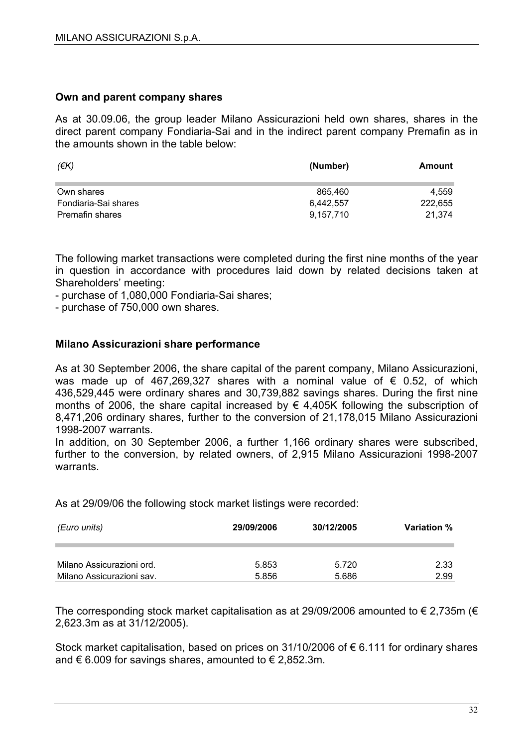## Own and parent company shares

As at 30.09.06, the group leader Milano Assicurazioni held own shares, shares in the direct parent company Fondiaria-Sai and in the indirect parent company Premafin as in the amounts shown in the table below:

| *(€K)* | (Number) | Amount |
|---|---|---|
| Own shares | 865,460 | 4,559 |
| Fondiaria-Sai shares | 6,442,557 | 222,655 |
| Premafin shares | 9,157,710 | 21,374 |

The following market transactions were completed during the first nine months of the year in question in accordance with procedures laid down by related decisions taken at Shareholders' meeting:

- purchase of 1,080,000 Fondiaria-Sai shares;
- purchase of 750,000 own shares.

## Milano Assicurazioni share performance

As at 30 September 2006, the share capital of the parent company, Milano Assicurazioni, was made up of 467,269,327 shares with a nominal value of € 0.52, of which 436,529,445 were ordinary shares and 30,739,882 savings shares. During the first nine months of 2006, the share capital increased by € 4,405K following the subscription of 8,471,206 ordinary shares, further to the conversion of 21,178,015 Milano Assicurazioni 1998-2007 warrants.

In addition, on 30 September 2006, a further 1,166 ordinary shares were subscribed, further to the conversion, by related owners, of 2,915 Milano Assicurazioni 1998-2007 warrants.

As at 29/09/06 the following stock market listings were recorded:

| *(Euro units)* | 29/09/2006 | 30/12/2005 | Variation % |
|---|---|---|---|
| Milano Assicurazioni ord. | 5.853 | 5.720 | 2.33 |
| Milano Assicurazioni sav. | 5.856 | 5.686 | 2.99 |

The corresponding stock market capitalisation as at 29/09/2006 amounted to € 2,735m (€ 2,623.3m as at 31/12/2005).

Stock market capitalisation, based on prices on 31/10/2006 of € 6.111 for ordinary shares and € 6.009 for savings shares, amounted to € 2,852.3m.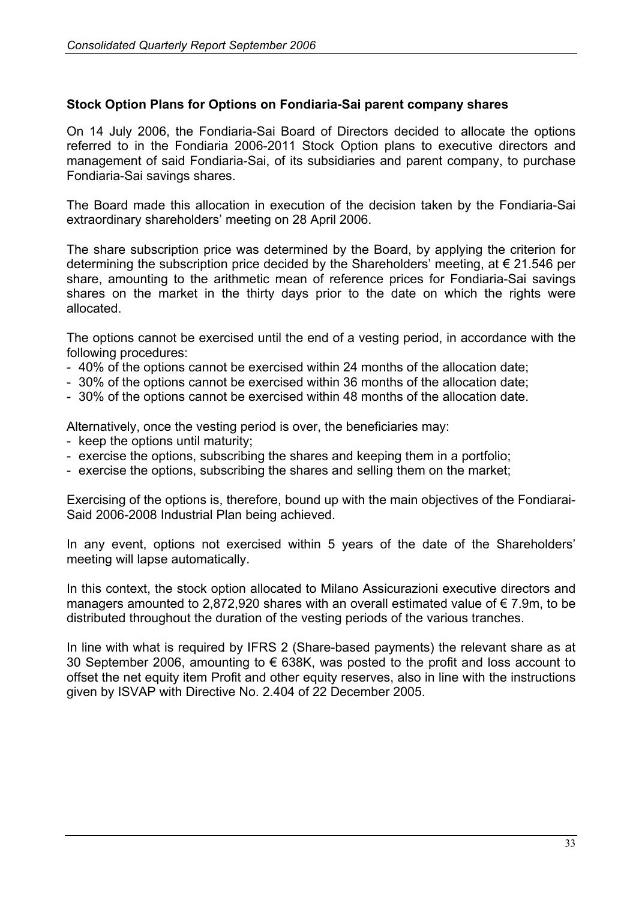## Stock Option Plans for Options on Fondiaria-Sai parent company shares

On 14 July 2006, the Fondiaria-Sai Board of Directors decided to allocate the options referred to in the Fondiaria 2006-2011 Stock Option plans to executive directors and management of said Fondiaria-Sai, of its subsidiaries and parent company, to purchase Fondiaria-Sai savings shares.

The Board made this allocation in execution of the decision taken by the Fondiaria-Sai extraordinary shareholders' meeting on 28 April 2006.

The share subscription price was determined by the Board, by applying the criterion for determining the subscription price decided by the Shareholders' meeting, at € 21.546 per share, amounting to the arithmetic mean of reference prices for Fondiaria-Sai savings shares on the market in the thirty days prior to the date on which the rights were allocated.

The options cannot be exercised until the end of a vesting period, in accordance with the following procedures:

- 40% of the options cannot be exercised within 24 months of the allocation date;
- 30% of the options cannot be exercised within 36 months of the allocation date;
- 30% of the options cannot be exercised within 48 months of the allocation date.

Alternatively, once the vesting period is over, the beneficiaries may:

- keep the options until maturity;
- exercise the options, subscribing the shares and keeping them in a portfolio;
- exercise the options, subscribing the shares and selling them on the market;

Exercising of the options is, therefore, bound up with the main objectives of the Fondiarai-Said 2006-2008 Industrial Plan being achieved.

In any event, options not exercised within 5 years of the date of the Shareholders' meeting will lapse automatically.

In this context, the stock option allocated to Milano Assicurazioni executive directors and managers amounted to 2,872,920 shares with an overall estimated value of € 7.9m, to be distributed throughout the duration of the vesting periods of the various tranches.

In line with what is required by IFRS 2 (Share-based payments) the relevant share as at 30 September 2006, amounting to € 638K, was posted to the profit and loss account to offset the net equity item Profit and other equity reserves, also in line with the instructions given by ISVAP with Directive No. 2.404 of 22 December 2005.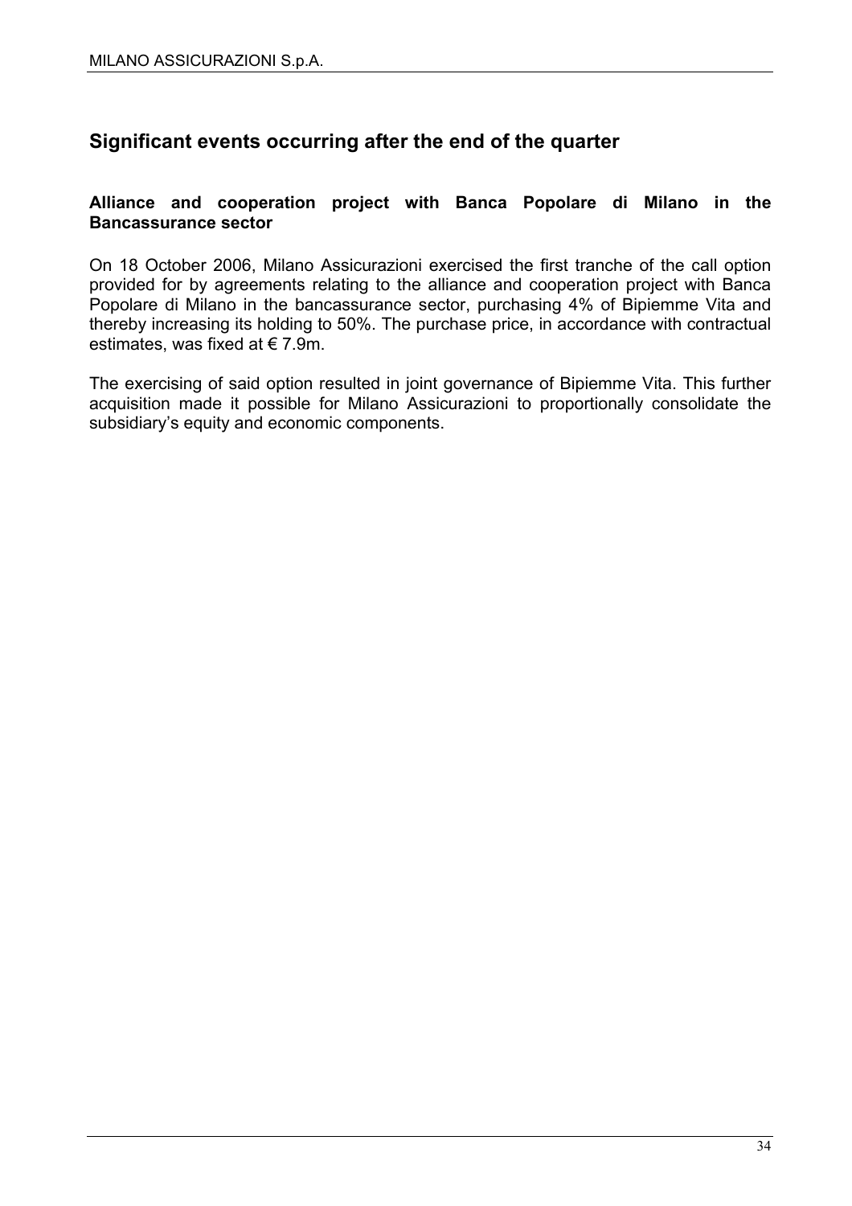## Significant events occurring after the end of the quarter

### Alliance and cooperation project with Banca Popolare di Milano in the Bancassurance sector

On 18 October 2006, Milano Assicurazioni exercised the first tranche of the call option provided for by agreements relating to the alliance and cooperation project with Banca Popolare di Milano in the bancassurance sector, purchasing 4% of Bipiemme Vita and thereby increasing its holding to 50%. The purchase price, in accordance with contractual estimates, was fixed at € 7.9m.

The exercising of said option resulted in joint governance of Bipiemme Vita. This further acquisition made it possible for Milano Assicurazioni to proportionally consolidate the subsidiary's equity and economic components.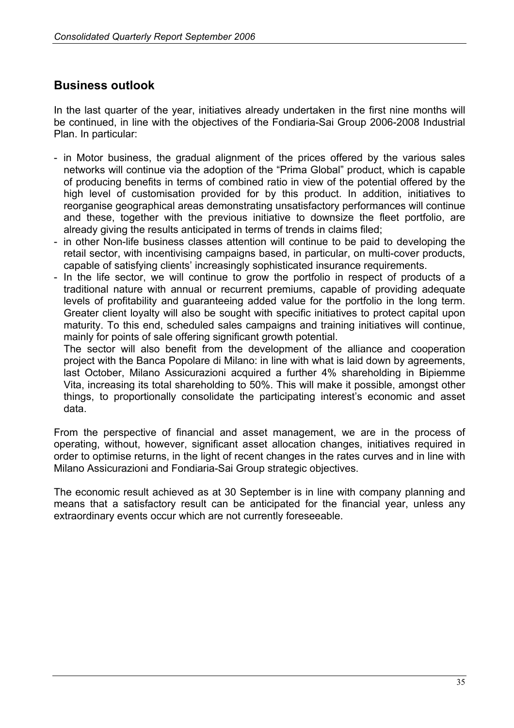## Business outlook

In the last quarter of the year, initiatives already undertaken in the first nine months will be continued, in line with the objectives of the Fondiaria-Sai Group 2006-2008 Industrial Plan. In particular:

- in Motor business, the gradual alignment of the prices offered by the various sales networks will continue via the adoption of the "Prima Global" product, which is capable of producing benefits in terms of combined ratio in view of the potential offered by the high level of customisation provided for by this product. In addition, initiatives to reorganise geographical areas demonstrating unsatisfactory performances will continue and these, together with the previous initiative to downsize the fleet portfolio, are already giving the results anticipated in terms of trends in claims filed;
- in other Non-life business classes attention will continue to be paid to developing the retail sector, with incentivising campaigns based, in particular, on multi-cover products, capable of satisfying clients' increasingly sophisticated insurance requirements.
- In the life sector, we will continue to grow the portfolio in respect of products of a traditional nature with annual or recurrent premiums, capable of providing adequate levels of profitability and guaranteeing added value for the portfolio in the long term. Greater client loyalty will also be sought with specific initiatives to protect capital upon maturity. To this end, scheduled sales campaigns and training initiatives will continue, mainly for points of sale offering significant growth potential.
  The sector will also benefit from the development of the alliance and cooperation project with the Banca Popolare di Milano: in line with what is laid down by agreements, last October, Milano Assicurazioni acquired a further 4% shareholding in Bipiemme Vita, increasing its total shareholding to 50%. This will make it possible, amongst other things, to proportionally consolidate the participating interest's economic and asset data.

From the perspective of financial and asset management, we are in the process of operating, without, however, significant asset allocation changes, initiatives required in order to optimise returns, in the light of recent changes in the rates curves and in line with Milano Assicurazioni and Fondiaria-Sai Group strategic objectives.

The economic result achieved as at 30 September is in line with company planning and means that a satisfactory result can be anticipated for the financial year, unless any extraordinary events occur which are not currently foreseeable.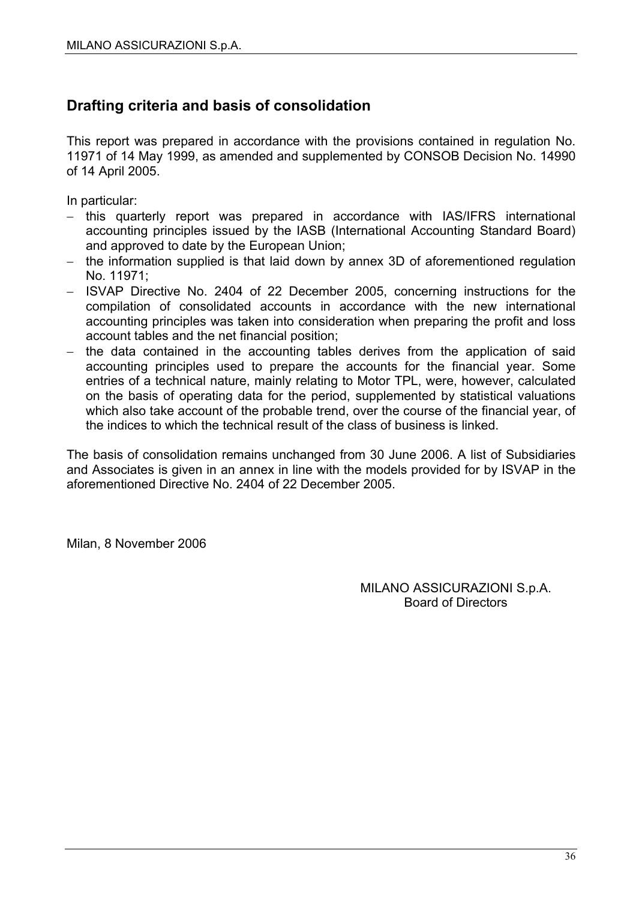## Drafting criteria and basis of consolidation

This report was prepared in accordance with the provisions contained in regulation No. 11971 of 14 May 1999, as amended and supplemented by CONSOB Decision No. 14990 of 14 April 2005.

In particular:

- this quarterly report was prepared in accordance with IAS/IFRS international accounting principles issued by the IASB (International Accounting Standard Board) and approved to date by the European Union;
- the information supplied is that laid down by annex 3D of aforementioned regulation No. 11971;
- ISVAP Directive No. 2404 of 22 December 2005, concerning instructions for the compilation of consolidated accounts in accordance with the new international accounting principles was taken into consideration when preparing the profit and loss account tables and the net financial position;
- the data contained in the accounting tables derives from the application of said accounting principles used to prepare the accounts for the financial year. Some entries of a technical nature, mainly relating to Motor TPL, were, however, calculated on the basis of operating data for the period, supplemented by statistical valuations which also take account of the probable trend, over the course of the financial year, of the indices to which the technical result of the class of business is linked.

The basis of consolidation remains unchanged from 30 June 2006. A list of Subsidiaries and Associates is given in an annex in line with the models provided for by ISVAP in the aforementioned Directive No. 2404 of 22 December 2005.

Milan, 8 November 2006

MILANO ASSICURAZIONI S.p.A.
Board of Directors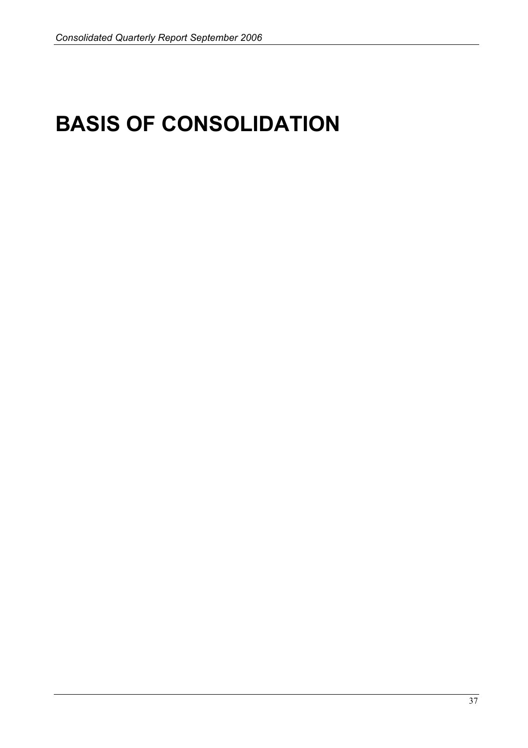# BASIS OF CONSOLIDATION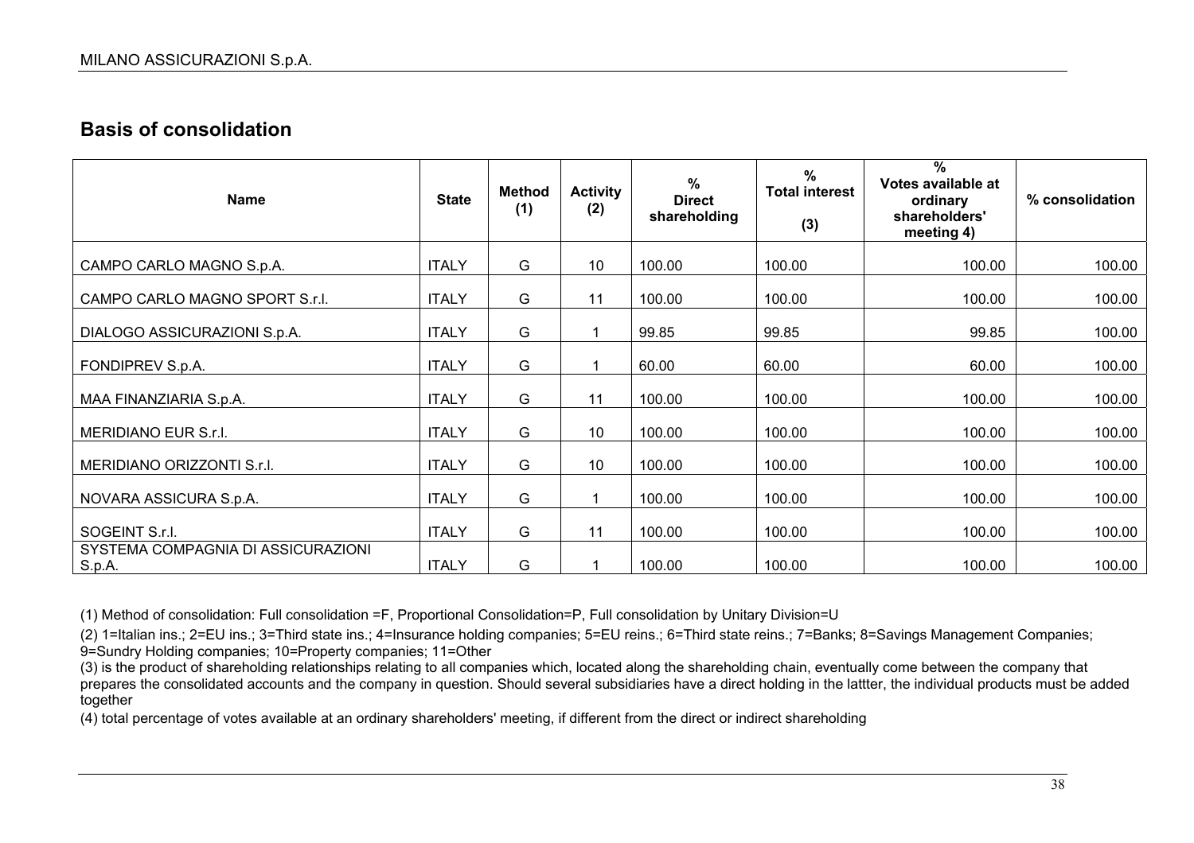## Basis of consolidation

| Name | State | Method (1) | Activity (2) | % Direct shareholding | % Total interest (3) | % Votes available at ordinary shareholders' meeting 4) | % consolidation |
|---|---|---|---|---|---|---|---|
| CAMPO CARLO MAGNO S.p.A. | ITALY | G | 10 | 100.00 | 100.00 | 100.00 | 100.00 |
| CAMPO CARLO MAGNO SPORT S.r.l. | ITALY | G | 11 | 100.00 | 100.00 | 100.00 | 100.00 |
| DIALOGO ASSICURAZIONI S.p.A. | ITALY | G | 1 | 99.85 | 99.85 | 99.85 | 100.00 |
| FONDIPREV S.p.A. | ITALY | G | 1 | 60.00 | 60.00 | 60.00 | 100.00 |
| MAA FINANZIARIA S.p.A. | ITALY | G | 11 | 100.00 | 100.00 | 100.00 | 100.00 |
| MERIDIANO EUR S.r.l. | ITALY | G | 10 | 100.00 | 100.00 | 100.00 | 100.00 |
| MERIDIANO ORIZZONTI S.r.l. | ITALY | G | 10 | 100.00 | 100.00 | 100.00 | 100.00 |
| NOVARA ASSICURA S.p.A. | ITALY | G | 1 | 100.00 | 100.00 | 100.00 | 100.00 |
| SOGEINT S.r.l. | ITALY | G | 11 | 100.00 | 100.00 | 100.00 | 100.00 |
| SYSTEMA COMPAGNIA DI ASSICURAZIONI S.p.A. | ITALY | G | 1 | 100.00 | 100.00 | 100.00 | 100.00 |

(1) Method of consolidation: Full consolidation =F, Proportional Consolidation=P, Full consolidation by Unitary Division=U

(2) 1=Italian ins.; 2=EU ins.; 3=Third state ins.; 4=Insurance holding companies; 5=EU reins.; 6=Third state reins.; 7=Banks; 8=Savings Management Companies; 9=Sundry Holding companies; 10=Property companies; 11=Other

(3) is the product of shareholding relationships relating to all companies which, located along the shareholding chain, eventually come between the company that prepares the consolidated accounts and the company in question. Should several subsidiaries have a direct holding in the lattter, the individual products must be added together

(4) total percentage of votes available at an ordinary shareholders' meeting, if different from the direct or indirect shareholding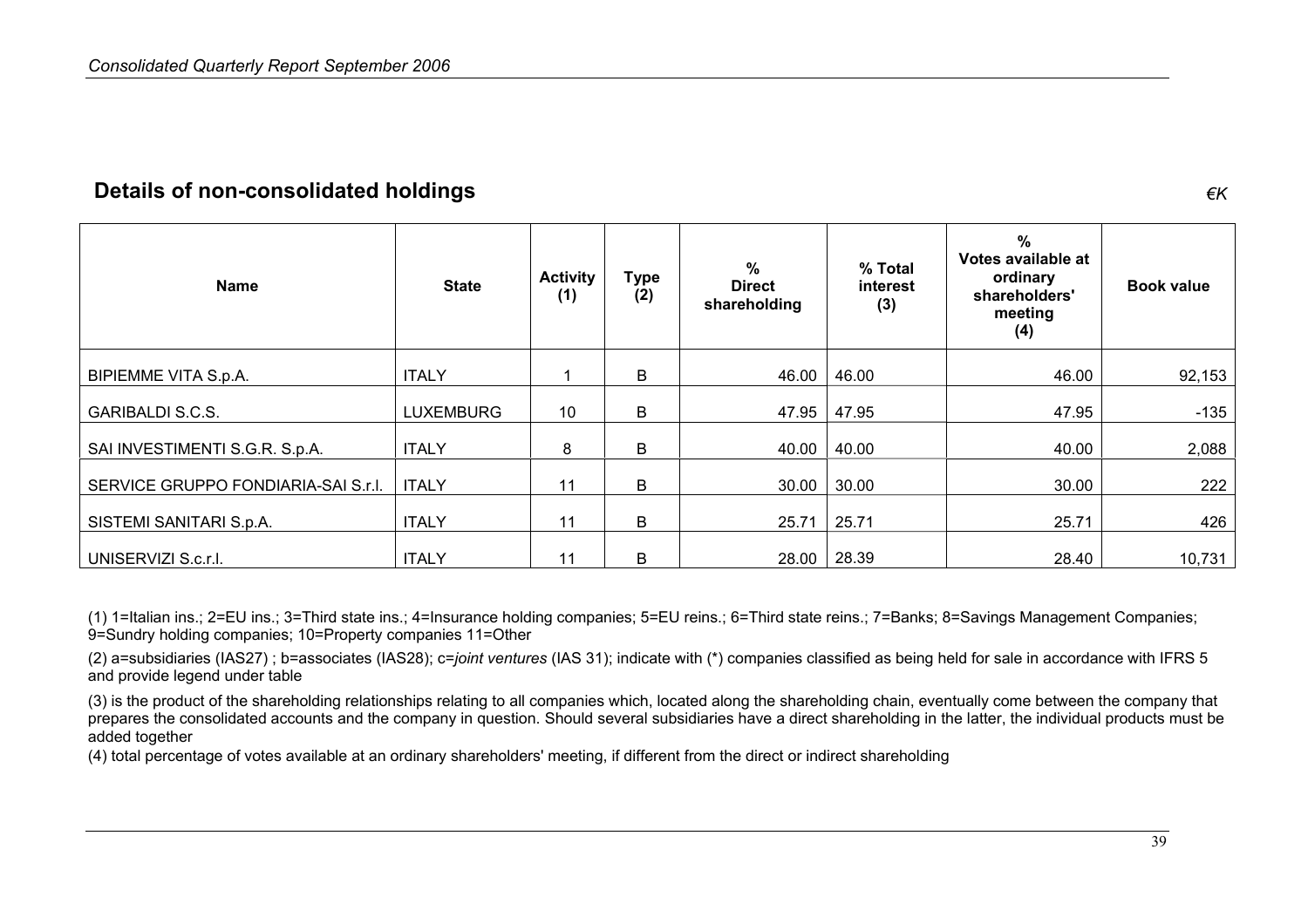## Details of non-consolidated holdings

*€K*

| Name | State | Activity (1) | Type (2) | % Direct shareholding | % Total interest (3) | % Votes available at ordinary shareholders' meeting (4) | Book value |
|---|---|---|---|---|---|---|---|
| BIPIEMME VITA S.p.A. | ITALY | 1 | B | 46.00 | 46.00 | 46.00 | 92,153 |
| GARIBALDI S.C.S. | LUXEMBURG | 10 | B | 47.95 | 47.95 | 47.95 | -135 |
| SAI INVESTIMENTI S.G.R. S.p.A. | ITALY | 8 | B | 40.00 | 40.00 | 40.00 | 2,088 |
| SERVICE GRUPPO FONDIARIA-SAI S.r.l. | ITALY | 11 | B | 30.00 | 30.00 | 30.00 | 222 |
| SISTEMI SANITARI S.p.A. | ITALY | 11 | B | 25.71 | 25.71 | 25.71 | 426 |
| UNISERVIZI S.c.r.l. | ITALY | 11 | B | 28.00 | 28.39 | 28.40 | 10,731 |

(1) 1=Italian ins.; 2=EU ins.; 3=Third state ins.; 4=Insurance holding companies; 5=EU reins.; 6=Third state reins.; 7=Banks; 8=Savings Management Companies; 9=Sundry holding companies; 10=Property companies 11=Other

(2) a=subsidiaries (IAS27) ; b=associates (IAS28); c=*joint ventures* (IAS 31); indicate with (*) companies classified as being held for sale in accordance with IFRS 5 and provide legend under table

(3) is the product of the shareholding relationships relating to all companies which, located along the shareholding chain, eventually come between the company that prepares the consolidated accounts and the company in question. Should several subsidiaries have a direct shareholding in the latter, the individual products must be added together

(4) total percentage of votes available at an ordinary shareholders' meeting, if different from the direct or indirect shareholding